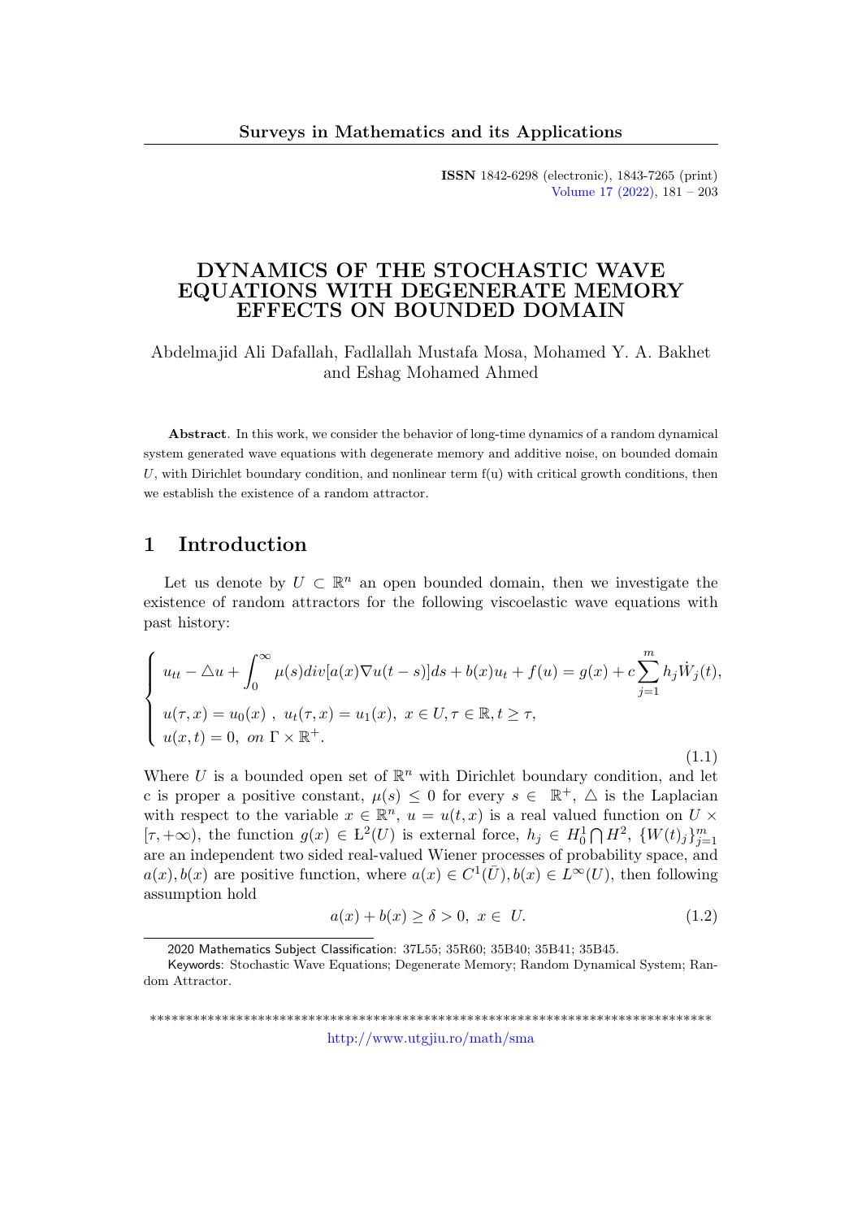# DYNAMICS OF THE STOCHASTIC WAVE EQUATIONS WITH DEGENERATE MEMORY EFFECTS ON BOUNDED DOMAIN

Abdelmajid Ali Dafallah, Fadlallah Mustafa Mosa, Mohamed Y. A. Bakhet and Eshag Mohamed Ahmed

**Abstract**. In this work, we consider the behavior of long-time dynamics of a random dynamical system generated wave equations with degenerate memory and additive noise, on bounded domain $U$, with Dirichlet boundary condition, and nonlinear term f(u) with critical growth conditions, then we establish the existence of a random attractor.

## 1 Introduction

Let us denote by $U \subset \mathbb{R}^n$ an open bounded domain, then we investigate the existence of random attractors for the following viscoelastic wave equations with past history:

$$\begin{cases} u_{tt} - \triangle u + \displaystyle\int_0^\infty \mu(s) div[a(x)\nabla u(t-s)]ds + b(x)u_t + f(u) = g(x) + c\sum_{j=1}^m h_j \dot{W}_j(t), \\ u(\tau, x) = u_0(x) \ , \ u_t(\tau, x) = u_1(x), \ x \in U, \tau \in \mathbb{R}, t \geq \tau, \\ u(x,t) = 0, \ on \ \Gamma \times \mathbb{R}^+. \end{cases} \tag{1.1}$$

Where $U$ is a bounded open set of $\mathbb{R}^n$ with Dirichlet boundary condition, and let c is proper a positive constant, $\mu(s) \leq 0$ for every $s \in \mathbb{R}^+$, $\triangle$ is the Laplacian with respect to the variable $x \in \mathbb{R}^n$, $u = u(t,x)$ is a real valued function on $U \times [\tau, +\infty)$, the function $g(x) \in \mathrm{L}^2(U)$ is external force, $h_j \in H_0^1 \bigcap H^2$, $\{W(t)_j\}_{j=1}^m$ are an independent two sided real-valued Wiener processes of probability space, and $a(x), b(x)$ are positive function, where $a(x) \in C^1(\bar{U}), b(x) \in L^\infty(U)$, then following assumption hold

$$a(x) + b(x) \geq \delta > 0, \ x \in \ U. \tag{1.2}$$

2020 Mathematics Subject Classification: 37L55; 35R60; 35B40; 35B41; 35B45.

Keywords: Stochastic Wave Equations; Degenerate Memory; Random Dynamical System; Random Attractor.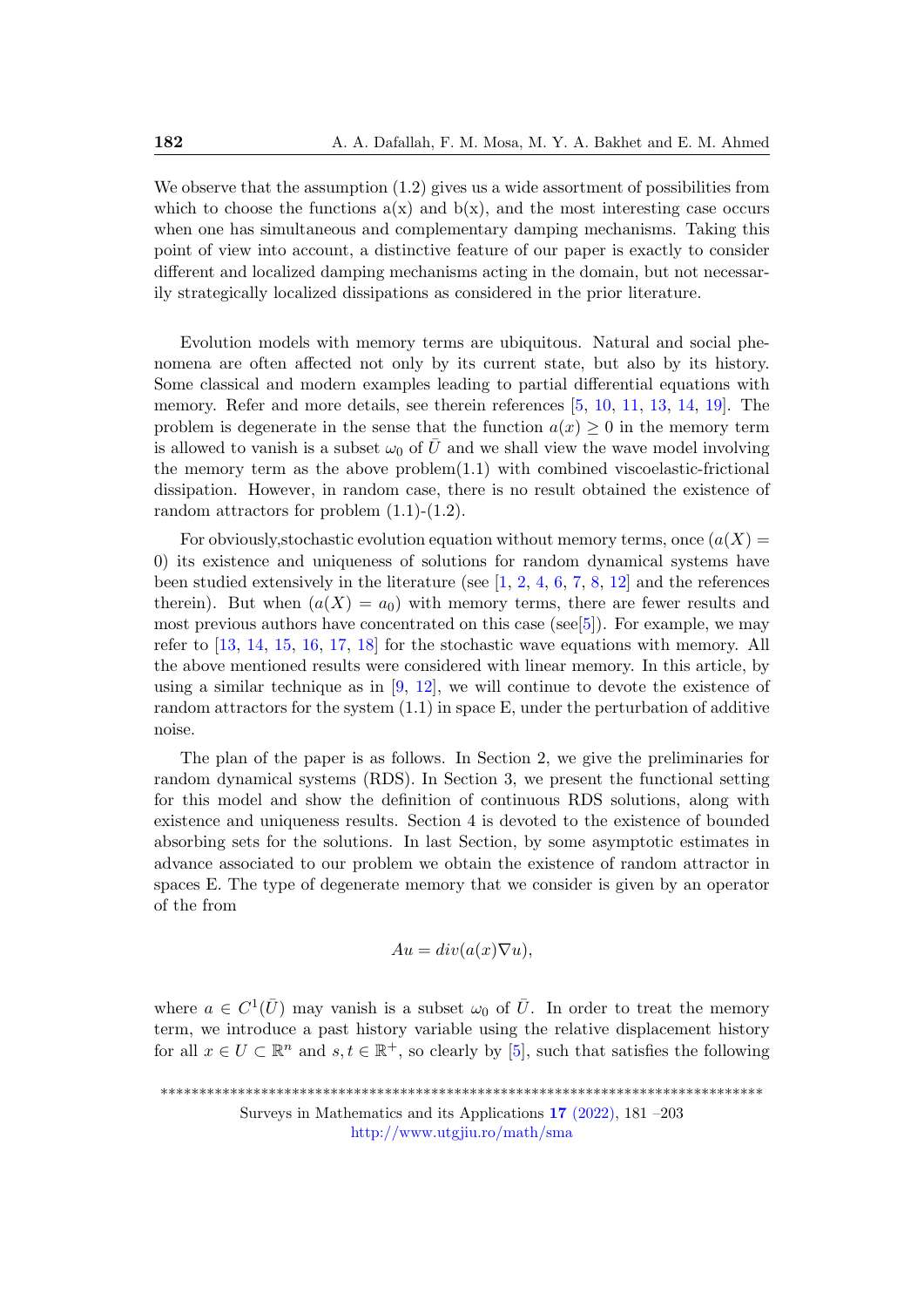We observe that the assumption (1.2) gives us a wide assortment of possibilities from which to choose the functions a(x) and b(x), and the most interesting case occurs when one has simultaneous and complementary damping mechanisms. Taking this point of view into account, a distinctive feature of our paper is exactly to consider different and localized damping mechanisms acting in the domain, but not necessarily strategically localized dissipations as considered in the prior literature.

Evolution models with memory terms are ubiquitous. Natural and social phenomena are often affected not only by its current state, but also by its history. Some classical and modern examples leading to partial differential equations with memory. Refer and more details, see therein references [5, 10, 11, 13, 14, 19]. The problem is degenerate in the sense that the function $a(x) \geq 0$ in the memory term is allowed to vanish is a subset $\omega_0$ of $\bar{U}$ and we shall view the wave model involving the memory term as the above problem(1.1) with combined viscoelastic-frictional dissipation. However, in random case, there is no result obtained the existence of random attractors for problem (1.1)-(1.2).

For obviously,stochastic evolution equation without memory terms, once ($a(X) = 0$) its existence and uniqueness of solutions for random dynamical systems have been studied extensively in the literature (see [1, 2, 4, 6, 7, 8, 12] and the references therein). But when ($a(X) = a_0$) with memory terms, there are fewer results and most previous authors have concentrated on this case (see[5]). For example, we may refer to [13, 14, 15, 16, 17, 18] for the stochastic wave equations with memory. All the above mentioned results were considered with linear memory. In this article, by using a similar technique as in [9, 12], we will continue to devote the existence of random attractors for the system (1.1) in space E, under the perturbation of additive noise.

The plan of the paper is as follows. In Section 2, we give the preliminaries for random dynamical systems (RDS). In Section 3, we present the functional setting for this model and show the definition of continuous RDS solutions, along with existence and uniqueness results. Section 4 is devoted to the existence of bounded absorbing sets for the solutions. In last Section, by some asymptotic estimates in advance associated to our problem we obtain the existence of random attractor in spaces E. The type of degenerate memory that we consider is given by an operator of the from

$$Au = div(a(x)\nabla u),$$

where $a \in C^1(\bar{U})$ may vanish is a subset $\omega_0$ of $\bar{U}$. In order to treat the memory term, we introduce a past history variable using the relative displacement history for all $x \in U \subset \mathbb{R}^n$ and $s, t \in \mathbb{R}^+$, so clearly by [5], such that satisfies the following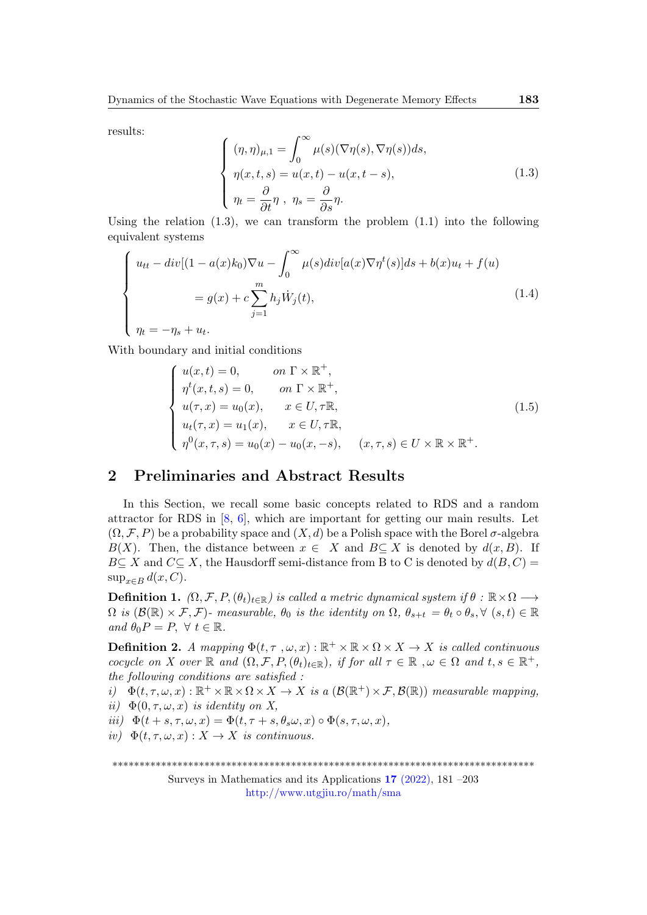results:

$$
\begin{cases}
(\eta, \eta)_{\mu,1} = \displaystyle\int_0^\infty \mu(s)(\nabla\eta(s), \nabla\eta(s))ds, \\
\eta(x,t,s) = u(x,t) - u(x,t-s), \\
\eta_t = \dfrac{\partial}{\partial t}\eta \ , \ \eta_s = \dfrac{\partial}{\partial s}\eta.
\end{cases}
\tag{1.3}
$$

Using the relation (1.3), we can transform the problem (1.1) into the following equivalent systems

$$
\begin{cases}
u_{tt} - div[(1-a(x)k_0)\nabla u - \displaystyle\int_0^\infty \mu(s) div[a(x)\nabla\eta^t(s)]ds + b(x)u_t + f(u) \\
\qquad\qquad = g(x) + c\displaystyle\sum_{j=1}^m h_j \dot{W}_j(t), \\
\eta_t = -\eta_s + u_t.
\end{cases}
\tag{1.4}
$$

With boundary and initial conditions

$$
\begin{cases}
u(x,t) = 0, \qquad on \ \Gamma \times \mathbb{R}^+, \\
\eta^t(x,t,s) = 0, \qquad on \ \Gamma \times \mathbb{R}^+, \\
u(\tau, x) = u_0(x), \qquad x \in U, \tau\mathbb{R}, \\
u_t(\tau, x) = u_1(x), \qquad x \in U, \tau\mathbb{R}, \\
\eta^0(x,\tau,s) = u_0(x) - u_0(x,-s), \qquad (x,\tau,s) \in U \times \mathbb{R} \times \mathbb{R}^+.
\end{cases}
\tag{1.5}
$$

## 2 Preliminaries and Abstract Results

In this Section, we recall some basic concepts related to RDS and a random attractor for RDS in [8, 6], which are important for getting our main results. Let $(\Omega, \mathcal{F}, P)$ be a probability space and $(X, d)$ be a Polish space with the Borel $\sigma$-algebra $B(X)$. Then, the distance between $x \in X$ and $B \subseteq X$ is denoted by $d(x, B)$. If $B \subseteq X$ and $C \subseteq X$, the Hausdorff semi-distance from B to C is denoted by $d(B, C) = \sup_{x\in B} d(x, C)$.

**Definition 1.** *$(\Omega, \mathcal{F}, P, (\theta_t)_{t\in\mathbb{R}})$ is called a metric dynamical system if $\theta : \mathbb{R} \times \Omega \longrightarrow \Omega$ is $(\mathcal{B}(\mathbb{R}) \times \mathcal{F}, \mathcal{F})$- measurable, $\theta_0$ is the identity on $\Omega$, $\theta_{s+t} = \theta_t \circ \theta_s, \forall\ (s,t) \in \mathbb{R}$ and $\theta_0 P = P, \ \forall\ t \in \mathbb{R}$.*

**Definition 2.** *A mapping $\Phi(t, \tau, \omega, x) : \mathbb{R}^+ \times \mathbb{R} \times \Omega \times X \to X$ is called continuous cocycle on $X$ over $\mathbb{R}$ and $(\Omega, \mathcal{F}, P, (\theta_t)_{t\in\mathbb{R}})$, if for all $\tau \in \mathbb{R}$, $\omega \in \Omega$ and $t, s \in \mathbb{R}^+$, the following conditions are satisfied :*

*i)* $\Phi(t, \tau, \omega, x) : \mathbb{R}^+ \times \mathbb{R} \times \Omega \times X \to X$ *is a* $(\mathcal{B}(\mathbb{R}^+) \times \mathcal{F}, \mathcal{B}(\mathbb{R}))$ *measurable mapping,*

*ii)* $\Phi(0, \tau, \omega, x)$ *is identity on* $X$*,*

*iii)* $\Phi(t+s, \tau, \omega, x) = \Phi(t, \tau+s, \theta_s\omega, x) \circ \Phi(s, \tau, \omega, x)$*,*

*iv)* $\Phi(t, \tau, \omega, x) : X \to X$ *is continuous.*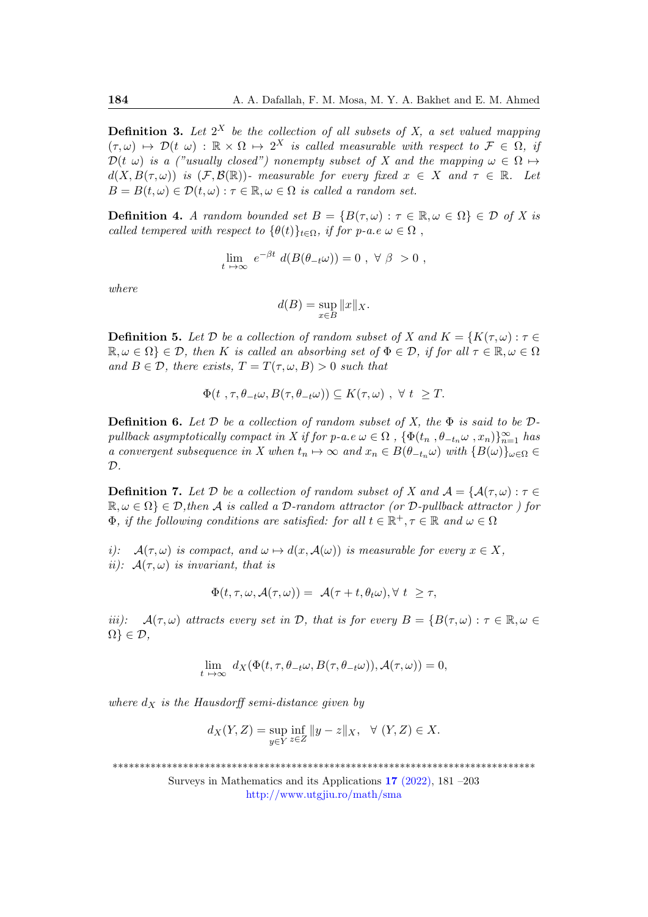**Definition 3.** *Let $2^X$ be the collection of all subsets of $X$, a set valued mapping $(\tau, \omega) \mapsto \mathcal{D}(t\ \omega) : \mathbb{R} \times \Omega \mapsto 2^X$ is called measurable with respect to $\mathcal{F} \in \Omega$, if $\mathcal{D}(t\ \omega)$ is a ("usually closed") nonempty subset of $X$ and the mapping $\omega \in \Omega \mapsto d(X, B(\tau, \omega))$ is $(\mathcal{F}, \mathcal{B}(\mathbb{R}))$- measurable for every fixed $x \in X$ and $\tau \in \mathbb{R}$. Let $B = B(t, \omega) \in \mathcal{D}(t, \omega) : \tau \in \mathbb{R}, \omega \in \Omega$ is called a random set.*

**Definition 4.** *A random bounded set $B = \{B(\tau, \omega) : \tau \in \mathbb{R}, \omega \in \Omega\} \in \mathcal{D}$ of $X$ is called tempered with respect to $\{\theta(t)\}_{t \in \Omega}$, if for p-a.e $\omega \in \Omega$ ,*

$$\lim_{t \mapsto \infty} e^{-\beta t}\ d(B(\theta_{-t}\omega)) = 0\ ,\ \forall\ \beta\ > 0\ ,$$

*where*

$$d(B) = \sup_{x \in B} \|x\|_X.$$

**Definition 5.** *Let $\mathcal{D}$ be a collection of random subset of $X$ and $K = \{K(\tau, \omega) : \tau \in \mathbb{R}, \omega \in \Omega\} \in \mathcal{D}$, then $K$ is called an absorbing set of $\Phi \in \mathcal{D}$, if for all $\tau \in \mathbb{R}, \omega \in \Omega$ and $B \in \mathcal{D}$, there exists, $T = T(\tau, \omega, B) > 0$ such that*

$$\Phi(t\ , \tau, \theta_{-t}\omega, B(\tau, \theta_{-t}\omega)) \subseteq K(\tau, \omega)\ ,\ \forall\ t\ \geq T.$$

**Definition 6.** *Let $\mathcal{D}$ be a collection of random subset of $X$, the $\Phi$ is said to be $\mathcal{D}$-pullback asymptotically compact in $X$ if for p-a.e $\omega \in \Omega$ , $\{\Phi(t_n\ , \theta_{-t_n}\omega\ , x_n)\}_{n=1}^{\infty}$ has a convergent subsequence in $X$ when $t_n \mapsto \infty$ and $x_n \in B(\theta_{-t_n}\omega)$ with $\{B(\omega)\}_{\omega \in \Omega} \in \mathcal{D}$.*

**Definition 7.** *Let $\mathcal{D}$ be a collection of random subset of $X$ and $\mathcal{A} = \{\mathcal{A}(\tau, \omega) : \tau \in \mathbb{R}, \omega \in \Omega\} \in \mathcal{D}$,then $\mathcal{A}$ is called a $\mathcal{D}$-random attractor (or $\mathcal{D}$-pullback attractor ) for $\Phi$, if the following conditions are satisfied: for all $t \in \mathbb{R}^+, \tau \in \mathbb{R}$ and $\omega \in \Omega$*

*i): $\mathcal{A}(\tau, \omega)$ is compact, and $\omega \mapsto d(x, \mathcal{A}(\omega))$ is measurable for every $x \in X$,*
*ii): $\mathcal{A}(\tau, \omega)$ is invariant, that is*

$$\Phi(t, \tau, \omega, \mathcal{A}(\tau, \omega)) =\ \mathcal{A}(\tau + t, \theta_t\omega), \forall\ t\ \geq \tau,$$

*iii): $\mathcal{A}(\tau, \omega)$ attracts every set in $\mathcal{D}$, that is for every $B = \{B(\tau, \omega) : \tau \in \mathbb{R}, \omega \in \Omega\} \in \mathcal{D}$,*

$$\lim_{t \mapsto \infty} d_X(\Phi(t, \tau, \theta_{-t}\omega, B(\tau, \theta_{-t}\omega)), \mathcal{A}(\tau, \omega)) = 0,$$

*where $d_X$ is the Hausdorff semi-distance given by*

$$d_X(Y, Z) = \sup_{y \in Y} \inf_{z \in Z} \|y - z\|_X, \quad \forall\ (Y, Z) \in X.$$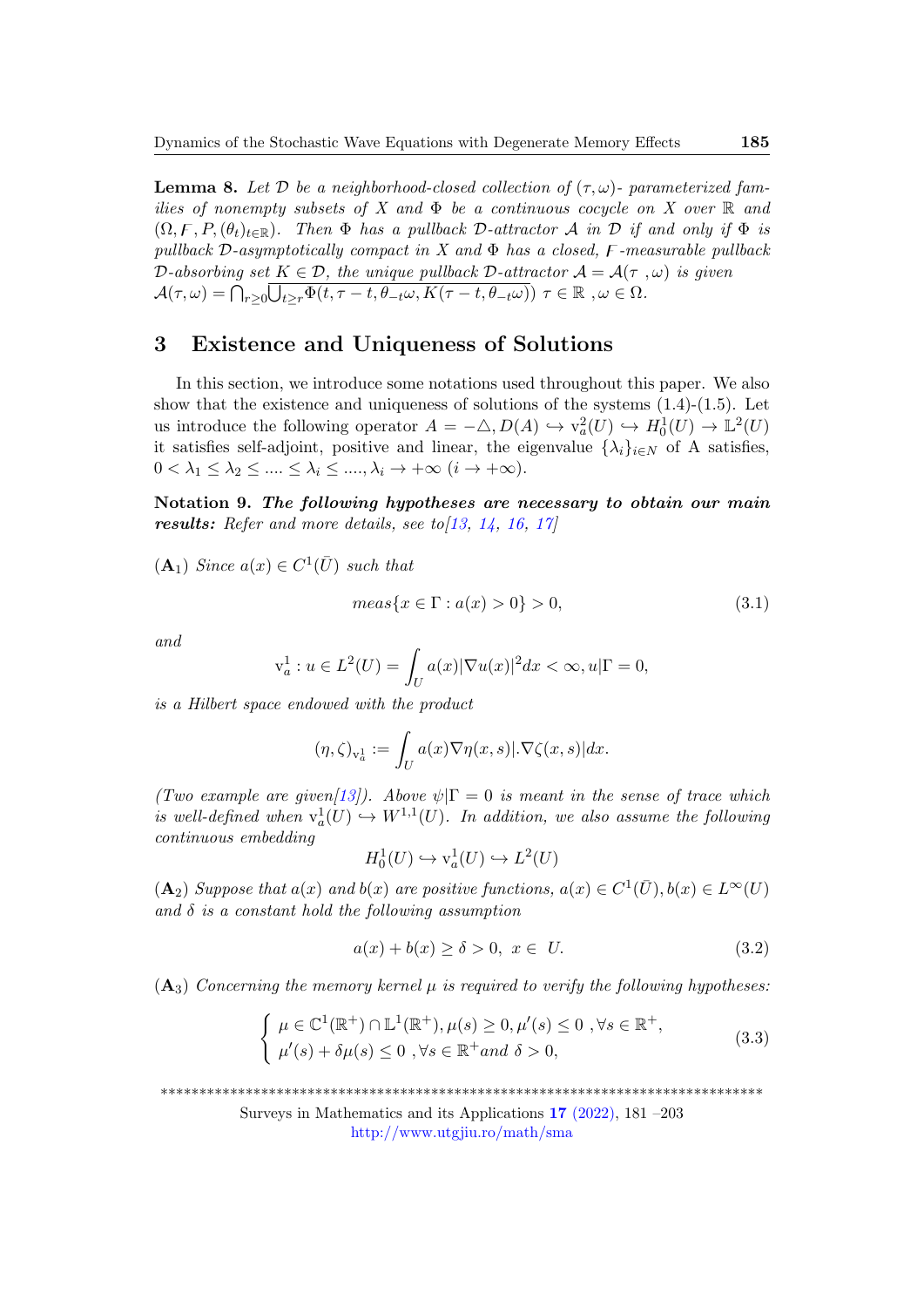**Lemma 8.** *Let $\mathcal{D}$ be a neighborhood-closed collection of $(\tau, \omega)$- parameterized families of nonempty subsets of $X$ and $\Phi$ be a continuous cocycle on $X$ over $\mathbb{R}$ and $(\Omega, F, P, (\theta_t)_{t\in\mathbb{R}})$. Then $\Phi$ has a pullback $\mathcal{D}$-attractor $\mathcal{A}$ in $\mathcal{D}$ if and only if $\Phi$ is pullback $\mathcal{D}$-asymptotically compact in $X$ and $\Phi$ has a closed, $F$-measurable pullback $\mathcal{D}$-absorbing set $K \in \mathcal{D}$, the unique pullback $\mathcal{D}$-attractor $\mathcal{A} = \mathcal{A}(\tau\ ,\omega)$ is given $\mathcal{A}(\tau, \omega) = \bigcap_{r\geq 0}\overline{\bigcup_{t\geq r}\Phi(t, \tau - t, \theta_{-t}\omega, K(\tau - t, \theta_{-t}\omega))}$ $\tau \in \mathbb{R}$ ,$\omega \in \Omega$.*

## 3 Existence and Uniqueness of Solutions

In this section, we introduce some notations used throughout this paper. We also show that the existence and uniqueness of solutions of the systems (1.4)-(1.5). Let us introduce the following operator $A = -\triangle, D(A) \hookrightarrow \mathrm{v}_a^2(U) \hookrightarrow H_0^1(U) \to \mathbb{L}^2(U)$ it satisfies self-adjoint, positive and linear, the eigenvalue $\{\lambda_i\}_{i\in N}$ of A satisfies, $0 < \lambda_1 \leq \lambda_2 \leq .... \leq \lambda_i \leq ...., \lambda_i \to +\infty\ (i \to +\infty)$.

**Notation 9.** ***The following hypotheses are necessary to obtain our main results:*** *Refer and more details, see to[13, 14, 16, 17]*

$(\mathbf{A}_1)$ *Since $a(x) \in C^1(\bar{U})$ such that*

$$meas\{x \in \Gamma : a(x) > 0\} > 0, \tag{3.1}$$

*and*

$$\mathrm{v}_a^1 : u \in L^2(U) = \int_U a(x)|\nabla u(x)|^2 dx < \infty, u|\Gamma = 0,$$

*is a Hilbert space endowed with the product*

$$(\eta, \zeta)_{\mathrm{v}_a^1} := \int_U a(x)\nabla\eta(x, s)|.\nabla\zeta(x, s)|dx.$$

*(Two example are given[13]). Above $\psi|\Gamma = 0$ is meant in the sense of trace which is well-defined when $\mathrm{v}_a^1(U) \hookrightarrow W^{1,1}(U)$. In addition, we also assume the following continuous embedding*

$$H_0^1(U) \hookrightarrow \mathrm{v}_a^1(U) \hookrightarrow L^2(U)$$

$(\mathbf{A}_2)$ *Suppose that $a(x)$ and $b(x)$ are positive functions, $a(x) \in C^1(\bar{U}), b(x) \in L^\infty(U)$ and $\delta$ is a constant hold the following assumption*

$$a(x) + b(x) \geq \delta > 0,\ x \in\ U. \tag{3.2}$$

$(\mathbf{A}_3)$ *Concerning the memory kernel $\mu$ is required to verify the following hypotheses:*

$$\begin{cases} \mu \in \mathbb{C}^1(\mathbb{R}^+) \cap \mathbb{L}^1(\mathbb{R}^+), \mu(s) \geq 0, \mu'(s) \leq 0\ , \forall s \in \mathbb{R}^+, \\ \mu'(s) + \delta\mu(s) \leq 0\ , \forall s \in \mathbb{R}^+ \text{and } \delta > 0, \end{cases} \tag{3.3}$$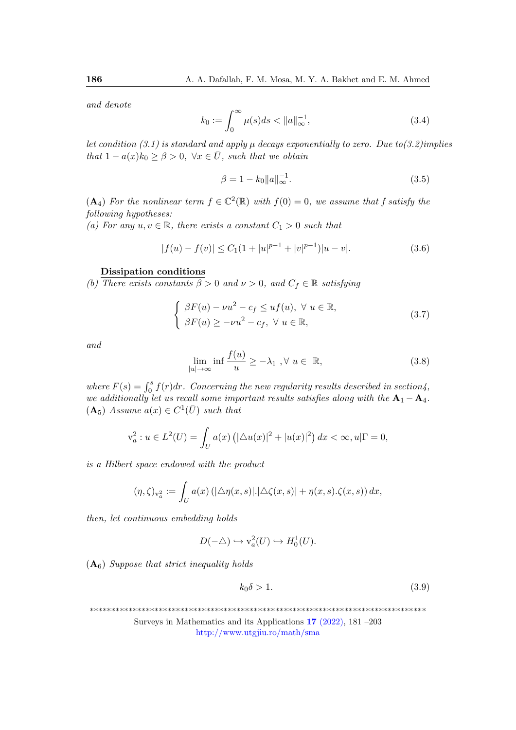*and denote*

$$k_0 := \int_0^\infty \mu(s)ds < \|a\|_\infty^{-1}, \tag{3.4}$$

*let condition (3.1) is standard and apply $\mu$ decays exponentially to zero. Due to(3.2)implies that $1 - a(x)k_0 \geq \beta > 0, \ \forall x \in \bar{U}$, such that we obtain*

$$\beta = 1 - k_0\|a\|_\infty^{-1}. \tag{3.5}$$

($\mathbf{A}_4$) *For the nonlinear term $f \in \mathbb{C}^2(\mathbb{R})$ with $f(0) = 0$, we assume that f satisfy the following hypotheses:*
*(a) For any $u, v \in \mathbb{R}$, there exists a constant $C_1 > 0$ such that*

$$|f(u) - f(v)| \leq C_1(1 + |u|^{p-1} + |v|^{p-1})|u - v|. \tag{3.6}$$

**Dissipation conditions**
*(b) There exists constants $\beta > 0$ and $\nu > 0$, and $C_f \in \mathbb{R}$ satisfying*

$$\begin{cases} \beta F(u) - \nu u^2 - c_f \leq uf(u), \ \forall \ u \in \mathbb{R}, \\ \beta F(u) \geq -\nu u^2 - c_f, \ \forall \ u \in \mathbb{R}, \end{cases} \tag{3.7}$$

*and*

$$\lim_{|u|\to\infty} \inf \frac{f(u)}{u} \geq -\lambda_1 \ , \forall \ u \in \ \mathbb{R}, \tag{3.8}$$

*where $F(s) = \int_0^s f(r)dr$. Concerning the new regularity results described in section4, we additionally let us recall some important results satisfies along with the $\mathbf{A}_1 - \mathbf{A}_4$.*
($\mathbf{A}_5$) *Assume $a(x) \in C^1(\bar{U})$ such that*

$$\mathrm{v}_a^2 : u \in L^2(U) = \int_U a(x) \left(|\triangle u(x)|^2 + |u(x)|^2\right) dx < \infty, u|\Gamma = 0,$$

*is a Hilbert space endowed with the product*

$$(\eta, \zeta)_{\mathrm{v}_a^2} := \int_U a(x) \left(|\triangle \eta(x,s)|.|\triangle \zeta(x,s)| + \eta(x,s).\zeta(x,s)\right) dx,$$

*then, let continuous embedding holds*

$$D(-\triangle) \hookrightarrow \mathrm{v}_a^2(U) \hookrightarrow H_0^1(U).$$

($\mathbf{A}_6$) *Suppose that strict inequality holds*

$$k_0\delta > 1. \tag{3.9}$$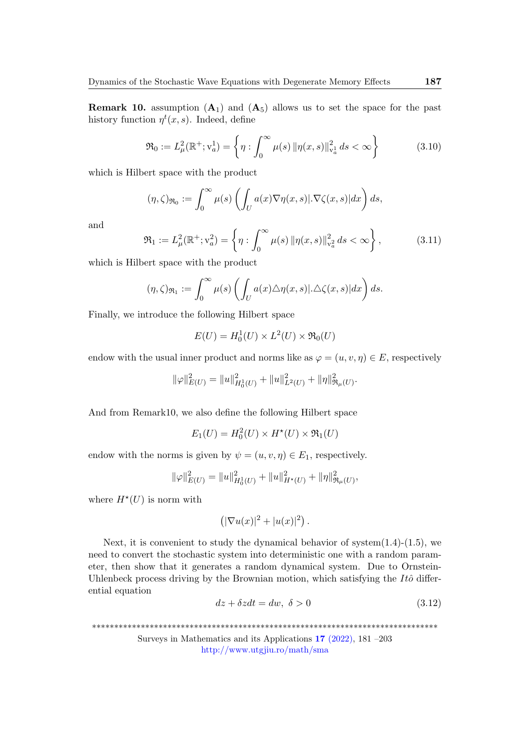**Remark 10.** assumption $(\mathbf{A}_1)$ and $(\mathbf{A}_5)$ allows us to set the space for the past history function $\eta^t(x,s)$. Indeed, define

$$\mathfrak{R}_0 := L^2_\mu(\mathbb{R}^+; \mathrm{v}^1_a) = \left\{ \eta : \int_0^\infty \mu(s) \left\|\eta(x,s)\right\|^2_{\mathrm{v}^1_a} ds < \infty \right\} \tag{3.10}$$

which is Hilbert space with the product

$$(\eta,\zeta)_{\mathfrak{R}_0} := \int_0^\infty \mu(s) \left( \int_U a(x) \nabla \eta(x,s)|.\nabla \zeta(x,s)| dx \right) ds,$$

and

$$\mathfrak{R}_1 := L^2_\mu(\mathbb{R}^+; \mathrm{v}^2_a) = \left\{ \eta : \int_0^\infty \mu(s) \left\|\eta(x,s)\right\|^2_{\mathrm{v}^2_a} ds < \infty \right\}, \tag{3.11}$$

which is Hilbert space with the product

$$(\eta,\zeta)_{\mathfrak{R}_1} := \int_0^\infty \mu(s) \left( \int_U a(x) \triangle \eta(x,s)|.\triangle \zeta(x,s)| dx \right) ds.$$

Finally, we introduce the following Hilbert space

$$E(U) = H^1_0(U) \times L^2(U) \times \mathfrak{R}_0(U)$$

endow with the usual inner product and norms like as $\varphi = (u,v,\eta) \in E$, respectively

$$\|\varphi\|^2_{E(U)} = \|u\|^2_{H^1_0(U)} + \|u\|^2_{L^2(U)} + \|\eta\|^2_{\mathfrak{R}_\mu(U)}.$$

And from Remark10, we also define the following Hilbert space

$$E_1(U) = H^2_0(U) \times H^\star(U) \times \mathfrak{R}_1(U)$$

endow with the norms is given by $\psi = (u,v,\eta) \in E_1$, respectively.

$$\|\varphi\|^2_{E(U)} = \|u\|^2_{H^1_0(U)} + \|u\|^2_{H^\star(U)} + \|\eta\|^2_{\mathfrak{R}_\mu(U)},$$

where $H^\star(U)$ is norm with

$$\left(|\nabla u(x)|^2 + |u(x)|^2\right).$$

Next, it is convenient to study the dynamical behavior of system(1.4)-(1.5), we need to convert the stochastic system into deterministic one with a random parameter, then show that it generates a random dynamical system. Due to Ornstein-Uhlenbeck process driving by the Brownian motion, which satisfying the *Itô* differential equation

$$dz + \delta z dt = dw, \;\; \delta > 0 \tag{3.12}$$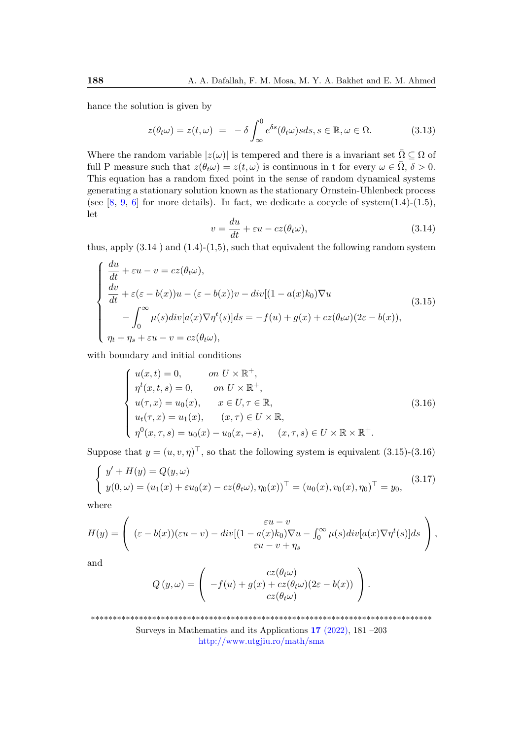hance the solution is given by

$$z(\theta_t\omega) = z(t,\omega) \;=\; -\,\delta \int_{\infty}^{0} e^{\delta s}(\theta_t\omega)sds, s \in \mathbb{R}, \omega \in \Omega. \tag{3.13}$$

Where the random variable $|z(\omega)|$ is tempered and there is a invariant set $\bar{\Omega} \subseteq \Omega$ of full P measure such that $z(\theta_t\omega) = z(t,\omega)$ is continuous in t for every $\omega \in \bar{\Omega}$, $\delta > 0$. This equation has a random fixed point in the sense of random dynamical systems generating a stationary solution known as the stationary Ornstein-Uhlenbeck process (see [8, 9, 6] for more details). In fact, we dedicate a cocycle of system(1.4)-(1.5), let

$$v = \frac{du}{dt} + \varepsilon u - cz(\theta_t\omega), \tag{3.14}$$

thus, apply (3.14 ) and (1.4)-(1,5), such that equivalent the following random system

$$\begin{cases} \dfrac{du}{dt} + \varepsilon u - v = cz(\theta_t\omega), \\ \dfrac{dv}{dt} + \varepsilon(\varepsilon - b(x))u - (\varepsilon - b(x))v - div[(1 - a(x)k_0)\nabla u \\ \qquad - \displaystyle\int_0^{\infty} \mu(s) div[a(x)\nabla \eta^t(s)]ds = -f(u) + g(x) + cz(\theta_t\omega)(2\varepsilon - b(x)), \\ \eta_t + \eta_s + \varepsilon u - v = cz(\theta_t\omega), \end{cases} \tag{3.15}$$

with boundary and initial conditions

$$\begin{cases} u(x,t) = 0, & on\ U \times \mathbb{R}^+, \\ \eta^t(x,t,s) = 0, & on\ U \times \mathbb{R}^+, \\ u(\tau,x) = u_0(x), & x \in U, \tau \in \mathbb{R}, \\ u_t(\tau,x) = u_1(x), & (x,\tau) \in U \times \mathbb{R}, \\ \eta^0(x,\tau,s) = u_0(x) - u_0(x,-s), & (x,\tau,s) \in U \times \mathbb{R} \times \mathbb{R}^+. \end{cases} \tag{3.16}$$

Suppose that $y = (u,v,\eta)^\top$, so that the following system is equivalent (3.15)-(3.16)

$$\begin{cases} y' + H(y) = Q(y,\omega) \\ y(0,\omega) = (u_1(x) + \varepsilon u_0(x) - cz(\theta_t\omega), \eta_0(x))^\top = (u_0(x), v_0(x), \eta_0)^\top = y_0, \end{cases} \tag{3.17}$$

where

$$H(y) = \begin{pmatrix} \varepsilon u - v \\ (\varepsilon - b(x))(\varepsilon u - v) - div[(1 - a(x)k_0)\nabla u - \int_0^{\infty} \mu(s) div[a(x)\nabla \eta^t(s)]ds \\ \varepsilon u - v + \eta_s \end{pmatrix},$$

and

$$Q\left(y,\omega\right) = \begin{pmatrix} cz(\theta_t\omega) \\ -f(u) + g(x) + cz(\theta_t\omega)(2\varepsilon - b(x)) \\ cz(\theta_t\omega) \end{pmatrix}.$$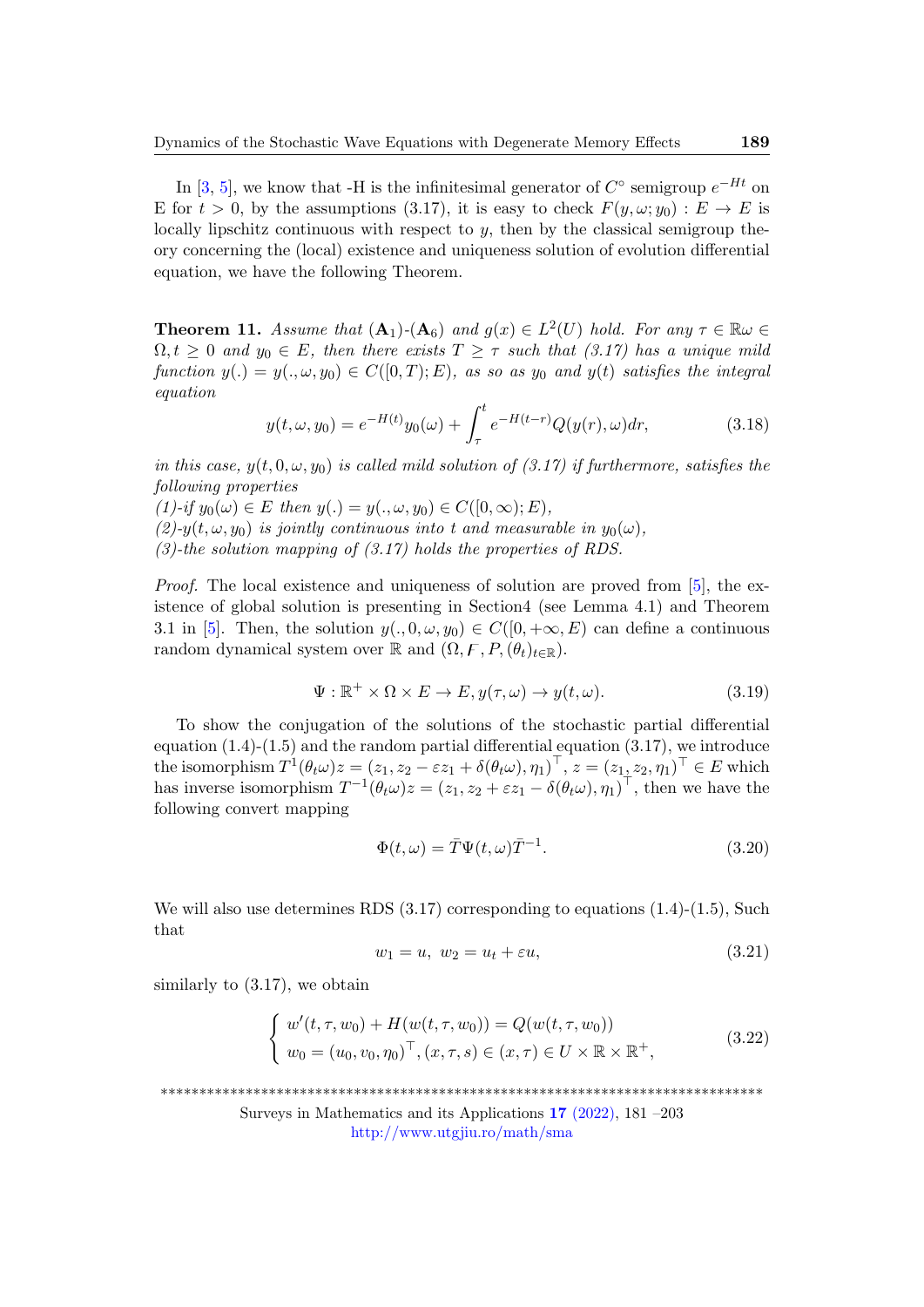In [3, 5], we know that -H is the infinitesimal generator of $C^{\circ}$ semigroup $e^{-Ht}$ on E for $t > 0$, by the assumptions (3.17), it is easy to check $F(y, \omega; y_0) : E \to E$ is locally lipschitz continuous with respect to $y$, then by the classical semigroup theory concerning the (local) existence and uniqueness solution of evolution differential equation, we have the following Theorem.

**Theorem 11.** *Assume that* $(\mathbf{A}_1)$*-*$(\mathbf{A}_6)$ *and* $g(x) \in L^2(U)$ *hold. For any* $\tau \in \mathbb{R}\omega \in \Omega, t \geq 0$ *and* $y_0 \in E$*, then there exists* $T \geq \tau$ *such that (3.17) has a unique mild function* $y(.) = y(., \omega, y_0) \in C([0, T); E)$*, as so as* $y_0$ *and* $y(t)$ *satisfies the integral equation*

$$y(t, \omega, y_0) = e^{-H(t)} y_0(\omega) + \int_{\tau}^{t} e^{-H(t-r)} Q(y(r), \omega) dr, \tag{3.18}$$

*in this case,* $y(t, 0, \omega, y_0)$ *is called mild solution of (3.17) if furthermore, satisfies the following properties*
*(1)-if* $y_0(\omega) \in E$ *then* $y(.) = y(., \omega, y_0) \in C([0, \infty); E)$*,*
*(2)-*$y(t, \omega, y_0)$ *is jointly continuous into* $t$ *and measurable in* $y_0(\omega)$*,*
*(3)-the solution mapping of (3.17) holds the properties of RDS.*

*Proof.* The local existence and uniqueness of solution are proved from [5], the existence of global solution is presenting in Section4 (see Lemma 4.1) and Theorem 3.1 in [5]. Then, the solution $y(., 0, \omega, y_0) \in C([0, +\infty, E)$ can define a continuous random dynamical system over $\mathbb{R}$ and $(\Omega, \digamma, P, (\theta_t)_{t \in \mathbb{R}})$.

$$\Psi : \mathbb{R}^+ \times \Omega \times E \to E, y(\tau, \omega) \to y(t, \omega). \tag{3.19}$$

To show the conjugation of the solutions of the stochastic partial differential equation (1.4)-(1.5) and the random partial differential equation (3.17), we introduce the isomorphism $T^1(\theta_t \omega) z = (z_1, z_2 - \varepsilon z_1 + \delta(\theta_t \omega), \eta_1)^{\top}$, $z = (z_1, z_2, \eta_1)^{\top} \in E$ which has inverse isomorphism $T^{-1}(\theta_t \omega) z = (z_1, z_2 + \varepsilon z_1 - \delta(\theta_t \omega), \eta_1)^{\top}$, then we have the following convert mapping

$$\Phi(t, \omega) = \bar{T} \Psi(t, \omega) \bar{T}^{-1}. \tag{3.20}$$

We will also use determines RDS (3.17) corresponding to equations (1.4)-(1.5), Such that

$$w_1 = u, \; w_2 = u_t + \varepsilon u, \tag{3.21}$$

similarly to (3.17), we obtain

$$\begin{cases} w'(t, \tau, w_0) + H(w(t, \tau, w_0)) = Q(w(t, \tau, w_0)) \\ w_0 = (u_0, v_0, \eta_0)^{\top}, (x, \tau, s) \in (x, \tau) \in U \times \mathbb{R} \times \mathbb{R}^+, \end{cases} \tag{3.22}$$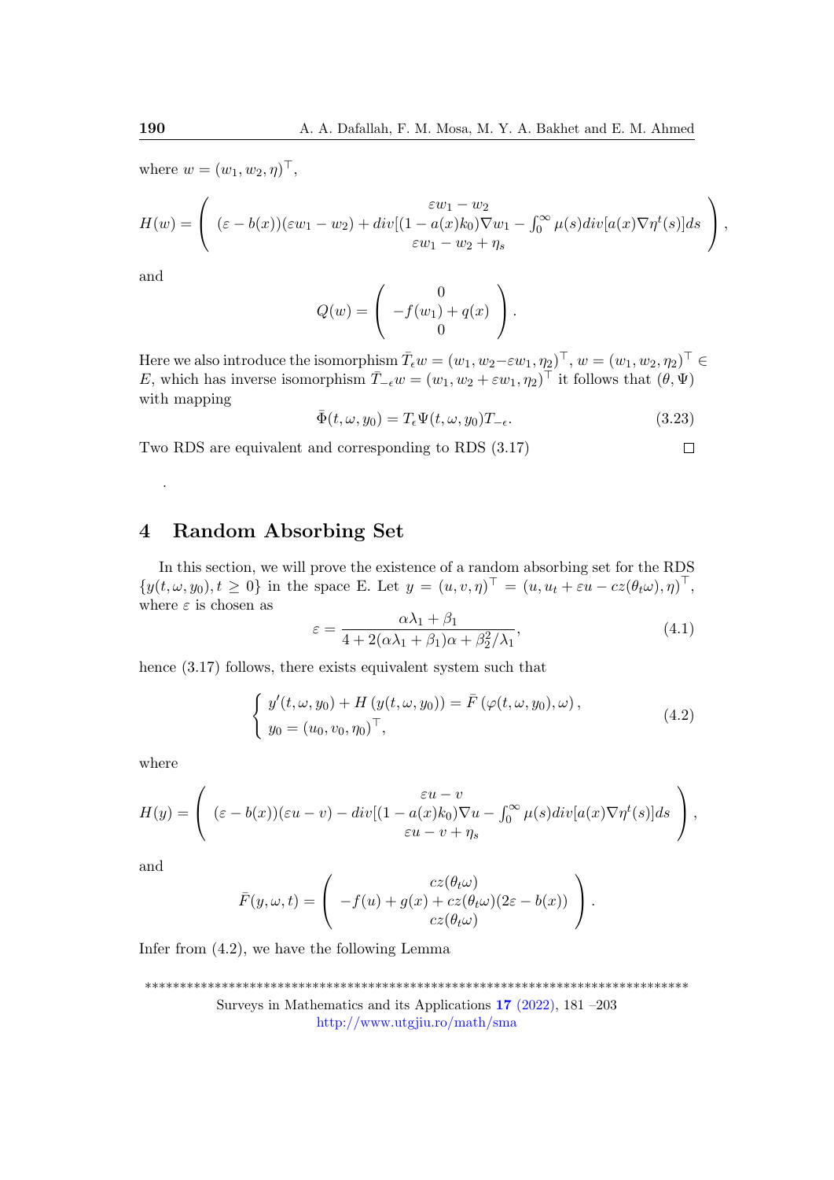where $w = (w_1, w_2, \eta)^\top$,

$$H(w) = \begin{pmatrix} \varepsilon w_1 - w_2 \\ (\varepsilon - b(x))(\varepsilon w_1 - w_2) + div[(1 - a(x)k_0)\nabla w_1 - \int_0^\infty \mu(s) div[a(x)\nabla \eta^t(s)]ds \\ \varepsilon w_1 - w_2 + \eta_s \end{pmatrix},$$

and

$$Q(w) = \begin{pmatrix} 0 \\ -f(w_1) + q(x) \\ 0 \end{pmatrix}.$$

Here we also introduce the isomorphism $\bar{T}_\epsilon w = (w_1, w_2 - \varepsilon w_1, \eta_2)^\top$, $w = (w_1, w_2, \eta_2)^\top \in E$, which has inverse isomorphism $\bar{T}_{-\epsilon} w = (w_1, w_2 + \varepsilon w_1, \eta_2)^\top$ it follows that $(\theta, \Psi)$ with mapping

$$\bar{\Phi}(t, \omega, y_0) = T_\epsilon \Psi(t, \omega, y_0) T_{-\epsilon}. \tag{3.23}$$

Two RDS are equivalent and corresponding to RDS (3.17) □

.

# 4 Random Absorbing Set

In this section, we will prove the existence of a random absorbing set for the RDS $\{y(t, \omega, y_0), t \geq 0\}$ in the space E. Let $y = (u, v, \eta)^\top = (u, u_t + \varepsilon u - cz(\theta_t \omega), \eta)^\top$, where $\varepsilon$ is chosen as

$$\varepsilon = \frac{\alpha\lambda_1 + \beta_1}{4 + 2(\alpha\lambda_1 + \beta_1)\alpha + \beta_2^2/\lambda_1}, \tag{4.1}$$

hence (3.17) follows, there exists equivalent system such that

$$\begin{cases} y'(t, \omega, y_0) + H\left(y(t, \omega, y_0)\right) = \bar{F}\left(\varphi(t, \omega, y_0), \omega\right), \\ y_0 = (u_0, v_0, \eta_0)^\top, \end{cases} \tag{4.2}$$

where

$$H(y) = \begin{pmatrix} \varepsilon u - v \\ (\varepsilon - b(x))(\varepsilon u - v) - div[(1 - a(x)k_0)\nabla u - \int_0^\infty \mu(s) div[a(x)\nabla \eta^t(s)]ds \\ \varepsilon u - v + \eta_s \end{pmatrix},$$

and

$$\bar{F}(y, \omega, t) = \begin{pmatrix} cz(\theta_t\omega) \\ -f(u) + g(x) + cz(\theta_t\omega)(2\varepsilon - b(x)) \\ cz(\theta_t\omega) \end{pmatrix}.$$

Infer from (4.2), we have the following Lemma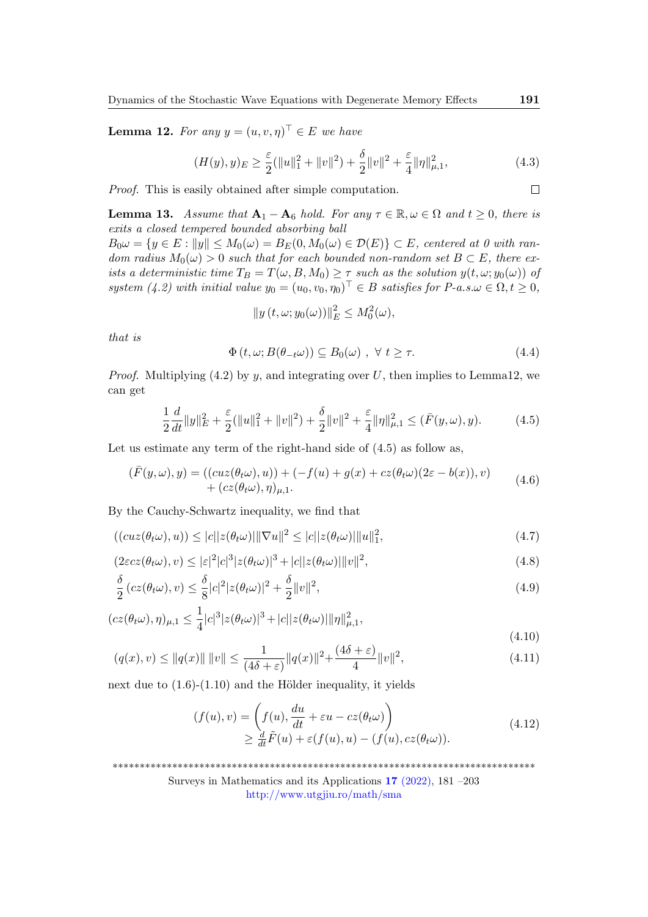**Lemma 12.** *For any $y = (u, v, \eta)^\top \in E$ we have*

$$(H(y), y)_E \geq \frac{\varepsilon}{2}(\|u\|_1^2 + \|v\|^2) + \frac{\delta}{2}\|v\|^2 + \frac{\varepsilon}{4}\|\eta\|_{\mu,1}^2, \tag{4.3}$$

*Proof.* This is easily obtained after simple computation. $\square$

**Lemma 13.** *Assume that $\mathbf{A}_1 - \mathbf{A}_6$ hold. For any $\tau \in \mathbb{R}, \omega \in \Omega$ and $t \geq 0$, there is exits a closed tempered bounded absorbing ball $B_0\omega = \{y \in E : \|y\| \leq M_0(\omega) = B_E(0, M_0(\omega) \in \mathcal{D}(E)\} \subset E$, centered at 0 with random radius $M_0(\omega) > 0$ such that for each bounded non-random set $B \subset E$, there exists a deterministic time $T_B = T(\omega, B, M_0) \geq \tau$ such as the solution $y(t, \omega; y_0(\omega))$ of system (4.2) with initial value $y_0 = (u_0, v_0, \eta_0)^\top \in B$ satisfies for P-a.s.$\omega \in \Omega, t \geq 0$,*

$$\|y\,(t, \omega; y_0(\omega))\|_E^2 \leq M_0^2(\omega),$$

*that is*

$$\Phi\,(t, \omega; B(\theta_{-t}\omega)) \subseteq B_0(\omega)\;,\;\forall\; t \geq \tau. \tag{4.4}$$

*Proof.* Multiplying (4.2) by $y$, and integrating over $U$, then implies to Lemma12, we can get

$$\frac{1}{2}\frac{d}{dt}\|y\|_E^2 + \frac{\varepsilon}{2}(\|u\|_1^2 + \|v\|^2) + \frac{\delta}{2}\|v\|^2 + \frac{\varepsilon}{4}\|\eta\|_{\mu,1}^2 \leq (\bar{F}(y, \omega), y). \tag{4.5}$$

Let us estimate any term of the right-hand side of (4.5) as follow as,

$$\begin{aligned}(\bar{F}(y, \omega), y) = &((cuz(\theta_t\omega), u)) + (-f(u) + g(x) + cz(\theta_t\omega)(2\varepsilon - b(x)), v) \\ &+ (cz(\theta_t\omega), \eta)_{\mu,1}.\end{aligned} \tag{4.6}$$

By the Cauchy-Schwartz inequality, we find that

$$((cuz(\theta_t\omega), u)) \leq |c||z(\theta_t\omega)|\|\nabla u\|^2 \leq |c||z(\theta_t\omega)|\|u\|_1^2, \tag{4.7}$$

$$(2\varepsilon cz(\theta_t\omega), v) \leq |\varepsilon|^2|c|^3|z(\theta_t\omega)|^3 + |c||z(\theta_t\omega)|\|v\|^2, \tag{4.8}$$

$$\frac{\delta}{2}\,(cz(\theta_t\omega), v) \leq \frac{\delta}{8}|c|^2|z(\theta_t\omega)|^2 + \frac{\delta}{2}\|v\|^2, \tag{4.9}$$

$$(cz(\theta_t\omega), \eta)_{\mu,1} \leq \frac{1}{4}|c|^3|z(\theta_t\omega)|^3 + |c||z(\theta_t\omega)|\|\eta\|_{\mu,1}^2, \tag{4.10}$$

$$(q(x), v) \leq \|q(x)\|\,\|v\| \leq \frac{1}{(4\delta + \varepsilon)}\|q(x)\|^2 + \frac{(4\delta + \varepsilon)}{4}\|v\|^2, \tag{4.11}$$

next due to (1.6)-(1.10) and the Hölder inequality, it yields

$$\begin{aligned}(f(u), v) &= \left(f(u), \frac{du}{dt} + \varepsilon u - cz(\theta_t\omega)\right) \\ &\geq \tfrac{d}{dt}\tilde{F}(u) + \varepsilon(f(u), u) - (f(u), cz(\theta_t\omega)).\end{aligned} \tag{4.12}$$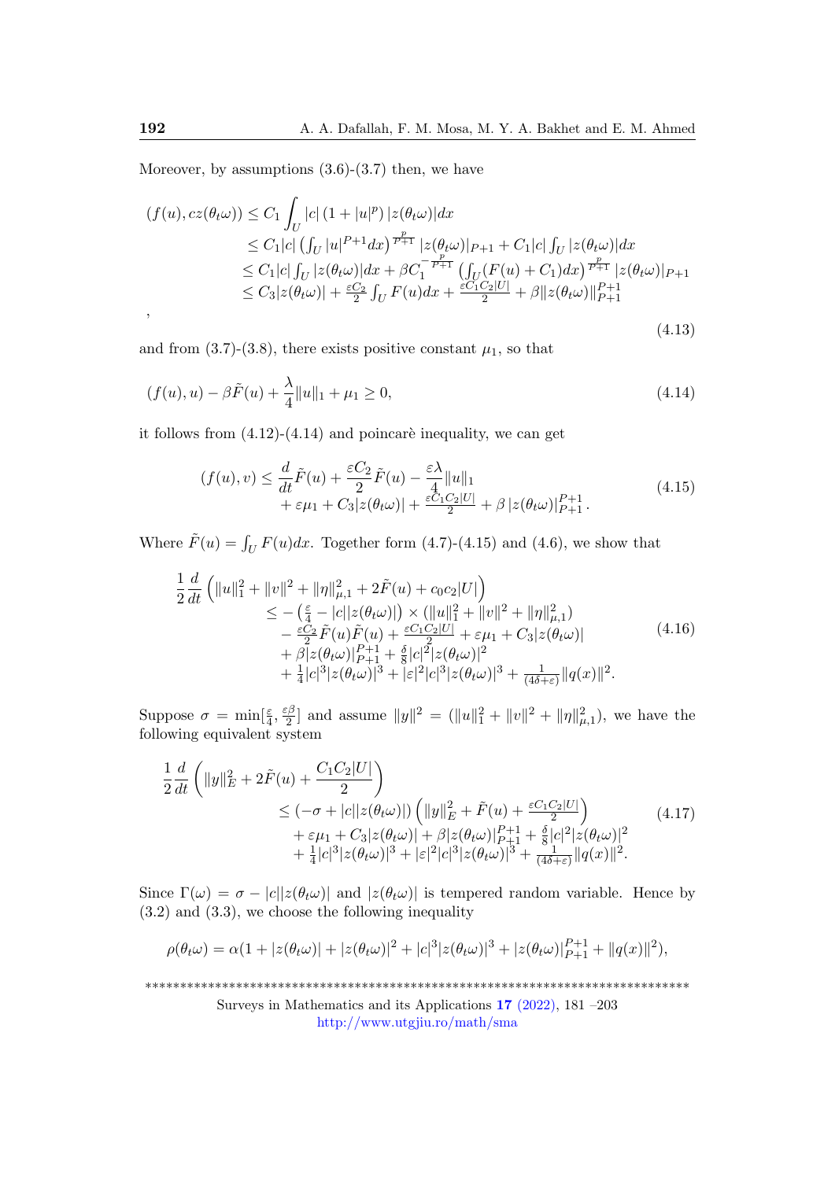Moreover, by assumptions (3.6)-(3.7) then, we have

$$
\begin{aligned}
(f(u), cz(\theta_t\omega)) &\leq C_1 \int_U |c| \left(1+|u|^p\right) |z(\theta_t\omega)| dx \\
&\leq C_1|c| \left(\int_U |u|^{P+1} dx\right)^{\frac{p}{P+1}} |z(\theta_t\omega)|_{P+1} + C_1|c| \int_U |z(\theta_t\omega)| dx \\
&\leq C_1|c| \int_U |z(\theta_t\omega)| dx + \beta C_1^{-\frac{p}{P+1}} \left(\int_U (F(u)+C_1) dx\right)^{\frac{p}{P+1}} |z(\theta_t\omega)|_{P+1} \\
&\leq C_3|z(\theta_t\omega)| + \frac{\varepsilon C_2}{2}\int_U F(u)dx + \frac{\varepsilon C_1 C_2 |U|}{2} + \beta \|z(\theta_t\omega)\|_{P+1}^{P+1}
\end{aligned}
\tag{4.13}
$$

,

and from (3.7)-(3.8), there exists positive constant $\mu_1$, so that

$$
(f(u), u) - \beta \tilde{F}(u) + \frac{\lambda}{4}\|u\|_1 + \mu_1 \geq 0, \tag{4.14}
$$

it follows from (4.12)-(4.14) and poincarè inequality, we can get

$$
\begin{aligned}
(f(u), v) \leq\ & \frac{d}{dt}\tilde{F}(u) + \frac{\varepsilon C_2}{2}\tilde{F}(u) - \frac{\varepsilon\lambda}{4}\|u\|_1 \\
& + \varepsilon\mu_1 + C_3|z(\theta_t\omega)| + \frac{\varepsilon C_1 C_2 |U|}{2} + \beta \left|z(\theta_t\omega)\right|_{P+1}^{P+1}.
\end{aligned}
\tag{4.15}
$$

Where $\tilde{F}(u) = \int_U F(u)dx$. Together form (4.7)-(4.15) and (4.6), we show that

$$
\begin{aligned}
\frac{1}{2}\frac{d}{dt}&\left(\|u\|_1^2 + \|v\|^2 + \|\eta\|_{\mu,1}^2 + 2\tilde{F}(u) + c_0 c_2 |U|\right) \\
&\leq -\left(\frac{\varepsilon}{4} - |c||z(\theta_t\omega)|\right) \times \left(\|u\|_1^2 + \|v\|^2 + \|\eta\|_{\mu,1}^2\right) \\
&\quad - \frac{\varepsilon C_2}{2}\tilde{F}(u)\tilde{F}(u) + \frac{\varepsilon C_1 C_2 |U|}{2} + \varepsilon\mu_1 + C_3|z(\theta_t\omega)| \\
&\quad + \beta|z(\theta_t\omega)|_{P+1}^{P+1} + \frac{\delta}{8}|c|^2|z(\theta_t\omega)|^2 \\
&\quad + \frac{1}{4}|c|^3|z(\theta_t\omega)|^3 + |\varepsilon|^2|c|^3|z(\theta_t\omega)|^3 + \frac{1}{(4\delta+\varepsilon)}\|q(x)\|^2.
\end{aligned}
\tag{4.16}
$$

Suppose $\sigma = \min[\frac{\varepsilon}{4}, \frac{\varepsilon\beta}{2}]$ and assume $\|y\|^2 = (\|u\|_1^2 + \|v\|^2 + \|\eta\|_{\mu,1}^2)$, we have the following equivalent system

$$
\begin{aligned}
\frac{1}{2}\frac{d}{dt}&\left(\|y\|_E^2 + 2\tilde{F}(u) + \frac{C_1 C_2 |U|}{2}\right) \\
&\leq \left(-\sigma + |c||z(\theta_t\omega)|\right)\left(\|y\|_E^2 + \tilde{F}(u) + \frac{\varepsilon C_1 C_2 |U|}{2}\right) \\
&\quad + \varepsilon\mu_1 + C_3|z(\theta_t\omega)| + \beta|z(\theta_t\omega)|_{P+1}^{P+1} + \frac{\delta}{8}|c|^2|z(\theta_t\omega)|^2 \\
&\quad + \frac{1}{4}|c|^3|z(\theta_t\omega)|^3 + |\varepsilon|^2|c|^3|z(\theta_t\omega)|^3 + \frac{1}{(4\delta+\varepsilon)}\|q(x)\|^2.
\end{aligned}
\tag{4.17}
$$

Since $\Gamma(\omega) = \sigma - |c||z(\theta_t\omega)|$ and $|z(\theta_t\omega)|$ is tempered random variable. Hence by (3.2) and (3.3), we choose the following inequality

$$
\rho(\theta_t\omega) = \alpha(1 + |z(\theta_t\omega)| + |z(\theta_t\omega)|^2 + |c|^3|z(\theta_t\omega)|^3 + |z(\theta_t\omega)|_{P+1}^{P+1} + \|q(x)\|^2),
$$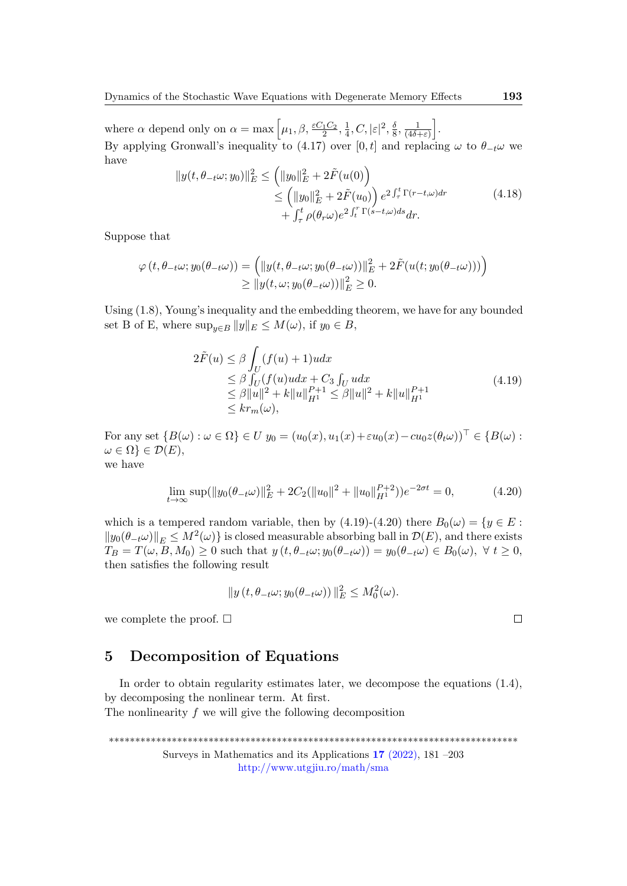where $\alpha$ depend only on $\alpha = \max\left[\mu_1, \beta, \frac{\varepsilon C_1 C_2}{2}, \frac{1}{4}, C, |\varepsilon|^2, \frac{\delta}{8}, \frac{1}{(4\delta+\varepsilon)}\right]$.
By applying Gronwall's inequality to (4.17) over $[0,t]$ and replacing $\omega$ to $\theta_{-t}\omega$ we have

$$
\begin{aligned}
\|y(t,\theta_{-t}\omega;y_0)\|_E^2 &\leq \left(\|y_0\|_E^2 + 2\tilde{F}(u(0)\right) \\
&\leq \left(\|y_0\|_E^2 + 2\tilde{F}(u_0)\right) e^{2\int_\tau^t \Gamma(r-t,\omega)dr} \\
&\quad + \int_\tau^t \rho(\theta_r\omega) e^{2\int_t^r \Gamma(s-t,\omega)ds} dr.
\end{aligned}
\tag{4.18}
$$

Suppose that

$$
\begin{aligned}
\varphi\left(t,\theta_{-t}\omega;y_0(\theta_{-t}\omega)\right) &= \left(\|y(t,\theta_{-t}\omega;y_0(\theta_{-t}\omega))\|_E^2 + 2\tilde{F}(u(t;y_0(\theta_{-t}\omega)))\right) \\
&\geq \|y(t,\omega;y_0(\theta_{-t}\omega))\|_E^2 \geq 0.
\end{aligned}
$$

Using (1.8), Young's inequality and the embedding theorem, we have for any bounded set B of E, where $\sup_{y\in B}\|y\|_E \leq M(\omega)$, if $y_0 \in B$,

$$
\begin{aligned}
2\tilde{F}(u) &\leq \beta \int_U (f(u)+1)u dx \\
&\leq \beta \int_U (f(u) u dx + C_3 \int_U u dx \\
&\leq \beta \|u\|^2 + k\|u\|_{H^1}^{P+1} \leq \beta\|u\|^2 + k\|u\|_{H^1}^{P+1} \\
&\leq k r_m(\omega),
\end{aligned}
\tag{4.19}
$$

For any set $\{B(\omega) : \omega \in \Omega\} \in U$ $y_0 = (u_0(x), u_1(x) + \varepsilon u_0(x) - c u_0 z(\theta_t\omega))^\top \in \{B(\omega) : \omega \in \Omega\} \in \mathcal{D}(E)$,
we have

$$
\lim_{t\to\infty} \sup(\|y_0(\theta_{-t}\omega)\|_E^2 + 2C_2(\|u_0\|^2 + \|u_0\|_{H^1}^{P+2}))e^{-2\sigma t} = 0,
\tag{4.20}
$$

which is a tempered random variable, then by (4.19)-(4.20) there $B_0(\omega) = \{y \in E : \|y_0(\theta_{-t}\omega)\|_E \leq M^2(\omega)\}$ is closed measurable absorbing ball in $\mathcal{D}(E)$, and there exists $T_B = T(\omega, B, M_0) \geq 0$ such that $y\left(t,\theta_{-t}\omega;y_0(\theta_{-t}\omega)\right) = y_0(\theta_{-t}\omega) \in B_0(\omega)$, $\forall\ t \geq 0$, then satisfies the following result

$$
\|y\left(t,\theta_{-t}\omega;y_0(\theta_{-t}\omega)\right)\|_E^2 \leq M_0^2(\omega).
$$

we complete the proof. □

## 5 Decomposition of Equations

In order to obtain regularity estimates later, we decompose the equations (1.4), by decomposing the nonlinear term. At first.
The nonlinearity $f$ we will give the following decomposition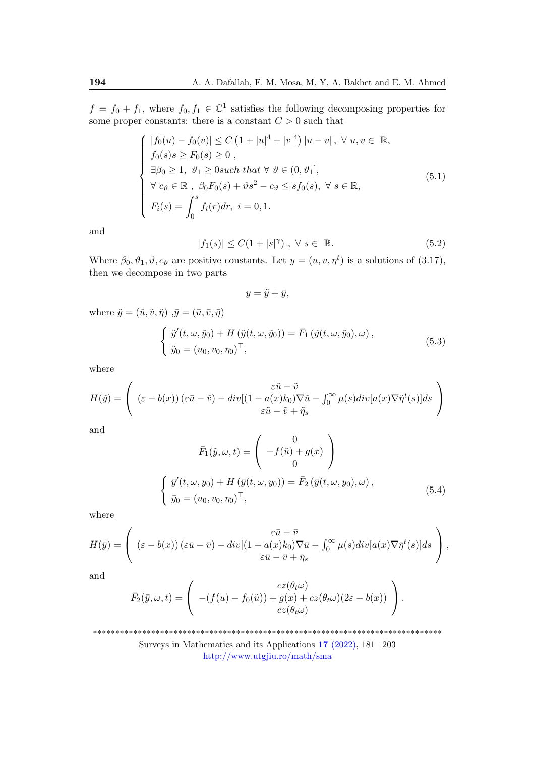$f = f_0 + f_1$, where $f_0, f_1 \in \mathbb{C}^1$ satisfies the following decomposing properties for some proper constants: there is a constant $C > 0$ such that

$$
\begin{cases}
|f_0(u) - f_0(v)| \leq C\left(1 + |u|^4 + |v|^4\right)|u - v|\,,\ \forall\ u, v \in\ \mathbb{R}, \\
f_0(s)s \geq F_0(s) \geq 0\ , \\
\exists \beta_0 \geq 1,\ \vartheta_1 \geq 0 such\ that\ \forall\ \vartheta \in (0, \vartheta_1], \\
\forall\ c_\vartheta \in \mathbb{R}\ ,\ \beta_0 F_0(s) + \vartheta s^2 - c_\vartheta \leq s f_0(s),\ \forall\ s \in \mathbb{R}, \\
F_i(s) = \displaystyle\int_0^s f_i(r)dr,\ i = 0, 1.
\end{cases}
\tag{5.1}
$$

and

$$
|f_1(s)| \leq C(1 + |s|^\gamma)\ ,\ \forall\ s \in\ \mathbb{R}. \tag{5.2}
$$

Where $\beta_0, \vartheta_1, \vartheta, c_\vartheta$ are positive constants. Let $y = (u, v, \eta^t)$ is a solutions of (3.17), then we decompose in two parts

$$
y = \tilde{y} + \bar{y},
$$

where $\tilde{y} = (\tilde{u}, \tilde{v}, \tilde{\eta})$ ,$\bar{y} = (\bar{u}, \bar{v}, \bar{\eta})$

$$
\begin{cases}
\tilde{y}'(t, \omega, \tilde{y}_0) + H\left(\tilde{y}(t, \omega, \tilde{y}_0)\right) = \bar{F}_1\left(\tilde{y}(t, \omega, \tilde{y}_0), \omega\right), \\
\tilde{y}_0 = (u_0, v_0, \eta_0)^\top,
\end{cases}
\tag{5.3}
$$

where

$$
H(\tilde{y}) = \begin{pmatrix}
\varepsilon\tilde{u} - \tilde{v} \\
\left(\varepsilon - b(x)\right)\left(\varepsilon\bar{u} - \tilde{v}\right) - div[(1 - a(x)k_0)\nabla\tilde{u} - \int_0^\infty \mu(s) div[a(x)\nabla\tilde{\eta}^t(s)]ds \\
\varepsilon\tilde{u} - \tilde{v} + \tilde{\eta}_s
\end{pmatrix}
$$

and

$$
\bar{F}_1(\tilde{y}, \omega, t) = \begin{pmatrix}
0 \\
-f(\tilde{u}) + g(x) \\
0
\end{pmatrix}
$$

$$
\begin{cases}
\bar{y}'(t, \omega, y_0) + H\left(\bar{y}(t, \omega, y_0)\right) = \bar{F}_2\left(\bar{y}(t, \omega, y_0), \omega\right), \\
\bar{y}_0 = (u_0, v_0, \eta_0)^\top,
\end{cases}
\tag{5.4}
$$

where

$$
H(\bar{y}) = \begin{pmatrix}
\varepsilon\bar{u} - \bar{v} \\
\left(\varepsilon - b(x)\right)\left(\varepsilon\bar{u} - \bar{v}\right) - div[(1 - a(x)k_0)\nabla\bar{u} - \int_0^\infty \mu(s) div[a(x)\nabla\bar{\eta}^t(s)]ds \\
\varepsilon\bar{u} - \bar{v} + \bar{\eta}_s
\end{pmatrix},
$$

and

$$
\bar{F}_2(\bar{y}, \omega, t) = \begin{pmatrix}
cz(\theta_t\omega) \\
-(f(u) - f_0(\tilde{u})) + g(x) + cz(\theta_t\omega)(2\varepsilon - b(x)) \\
cz(\theta_t\omega)
\end{pmatrix}.
$$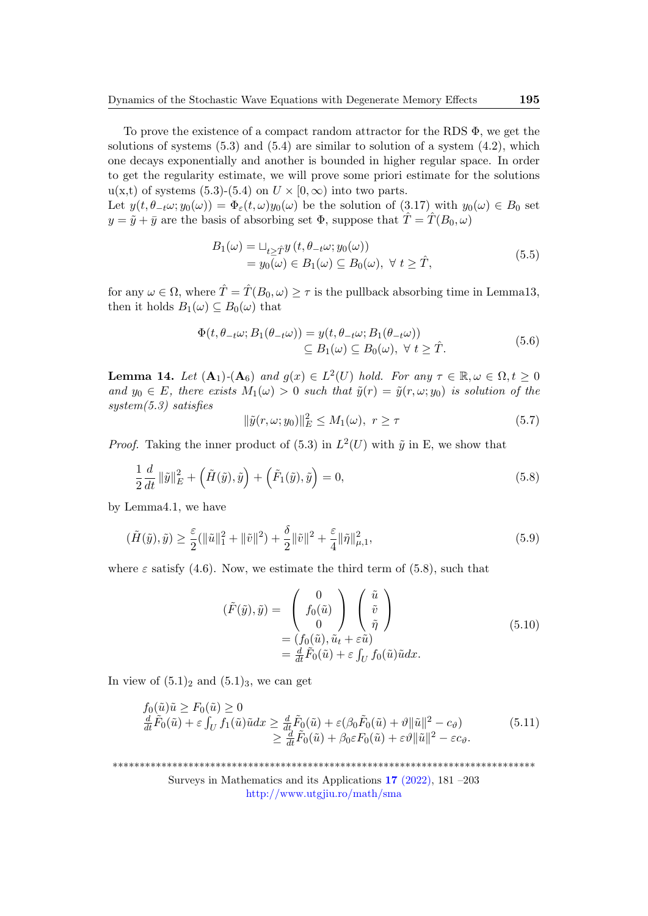To prove the existence of a compact random attractor for the RDS $\Phi$, we get the solutions of systems (5.3) and (5.4) are similar to solution of a system (4.2), which one decays exponentially and another is bounded in higher regular space. In order to get the regularity estimate, we will prove some priori estimate for the solutions u(x,t) of systems (5.3)-(5.4) on $U \times [0, \infty)$ into two parts.
Let $y(t, \theta_{-t}\omega; y_0(\omega)) = \Phi_\varepsilon(t, \omega)y_0(\omega)$ be the solution of (3.17) with $y_0(\omega) \in B_0$ set $y = \tilde{y} + \bar{y}$ are the basis of absorbing set $\Phi$, suppose that $\hat{T} = \hat{T}(B_0, \omega)$

$$
\begin{aligned}
B_1(\omega) &= \sqcup_{t \geq \hat{T}} y\left(t, \theta_{-t}\omega; y_0(\omega)\right) \\
&= y_0(\omega) \in B_1(\omega) \subseteq B_0(\omega), \ \forall \ t \geq \hat{T},
\end{aligned}
\tag{5.5}
$$

for any $\omega \in \Omega$, where $\hat{T} = \hat{T}(B_0, \omega) \geq \tau$ is the pullback absorbing time in Lemma13, then it holds $B_1(\omega) \subseteq B_0(\omega)$ that

$$
\begin{aligned}
\Phi(t, \theta_{-t}\omega; B_1(\theta_{-t}\omega)) &= y(t, \theta_{-t}\omega; B_1(\theta_{-t}\omega)) \\
&\subseteq B_1(\omega) \subseteq B_0(\omega), \ \forall \ t \geq \hat{T}.
\end{aligned}
\tag{5.6}
$$

**Lemma 14.** *Let* $(\mathbf{A}_1)$-$(\mathbf{A}_6)$ *and* $g(x) \in L^2(U)$ *hold. For any* $\tau \in \mathbb{R}, \omega \in \Omega, t \geq 0$ *and* $y_0 \in E$*, there exists* $M_1(\omega) > 0$ *such that* $\tilde{y}(r) = \tilde{y}(r, \omega; y_0)$ *is solution of the system(5.3) satisfies*

$$
\|\tilde{y}(r, \omega; y_0)\|_E^2 \leq M_1(\omega), \ r \geq \tau \tag{5.7}
$$

*Proof.* Taking the inner product of (5.3) in $L^2(U)$ with $\tilde{y}$ in E, we show that

$$
\frac{1}{2}\frac{d}{dt}\|\tilde{y}\|_E^2 + \left(\tilde{H}(\tilde{y}), \tilde{y}\right) + \left(\tilde{F}_1(\tilde{y}), \tilde{y}\right) = 0, \tag{5.8}
$$

by Lemma4.1, we have

$$
(\tilde{H}(\tilde{y}), \tilde{y}) \geq \frac{\varepsilon}{2}(\|\tilde{u}\|_1^2 + \|\tilde{v}\|^2) + \frac{\delta}{2}\|\tilde{v}\|^2 + \frac{\varepsilon}{4}\|\tilde{\eta}\|_{\mu,1}^2, \tag{5.9}
$$

where $\varepsilon$ satisfy (4.6). Now, we estimate the third term of (5.8), such that

$$
\begin{aligned}
(\tilde{F}(\tilde{y}), \tilde{y}) = &\begin{pmatrix} 0 \\ f_0(\tilde{u}) \\ 0 \end{pmatrix} \begin{pmatrix} \tilde{u} \\ \tilde{v} \\ \tilde{\eta} \end{pmatrix} \\
&= (f_0(\tilde{u}), \tilde{u}_t + \varepsilon\tilde{u}) \\
&= \tfrac{d}{dt}\tilde{F}_0(\tilde{u}) + \varepsilon\int_U f_0(\tilde{u})\tilde{u}dx.
\end{aligned}
\tag{5.10}
$$

In view of $(5.1)_2$ and $(5.1)_3$, we can get

$$
\begin{aligned}
&f_0(\tilde{u})\tilde{u} \geq F_0(\tilde{u}) \geq 0 \\
&\tfrac{d}{dt}\tilde{F}_0(\tilde{u}) + \varepsilon\int_U f_1(\tilde{u})\tilde{u}dx \geq \tfrac{d}{dt}\tilde{F}_0(\tilde{u}) + \varepsilon(\beta_0\tilde{F}_0(\tilde{u}) + \vartheta\|\tilde{u}\|^2 - c_\vartheta) \\
&\qquad\qquad\qquad\qquad\qquad\quad \geq \tfrac{d}{dt}\tilde{F}_0(\tilde{u}) + \beta_0\varepsilon F_0(\tilde{u}) + \varepsilon\vartheta\|\tilde{u}\|^2 - \varepsilon c_\vartheta.
\end{aligned}
\tag{5.11}
$$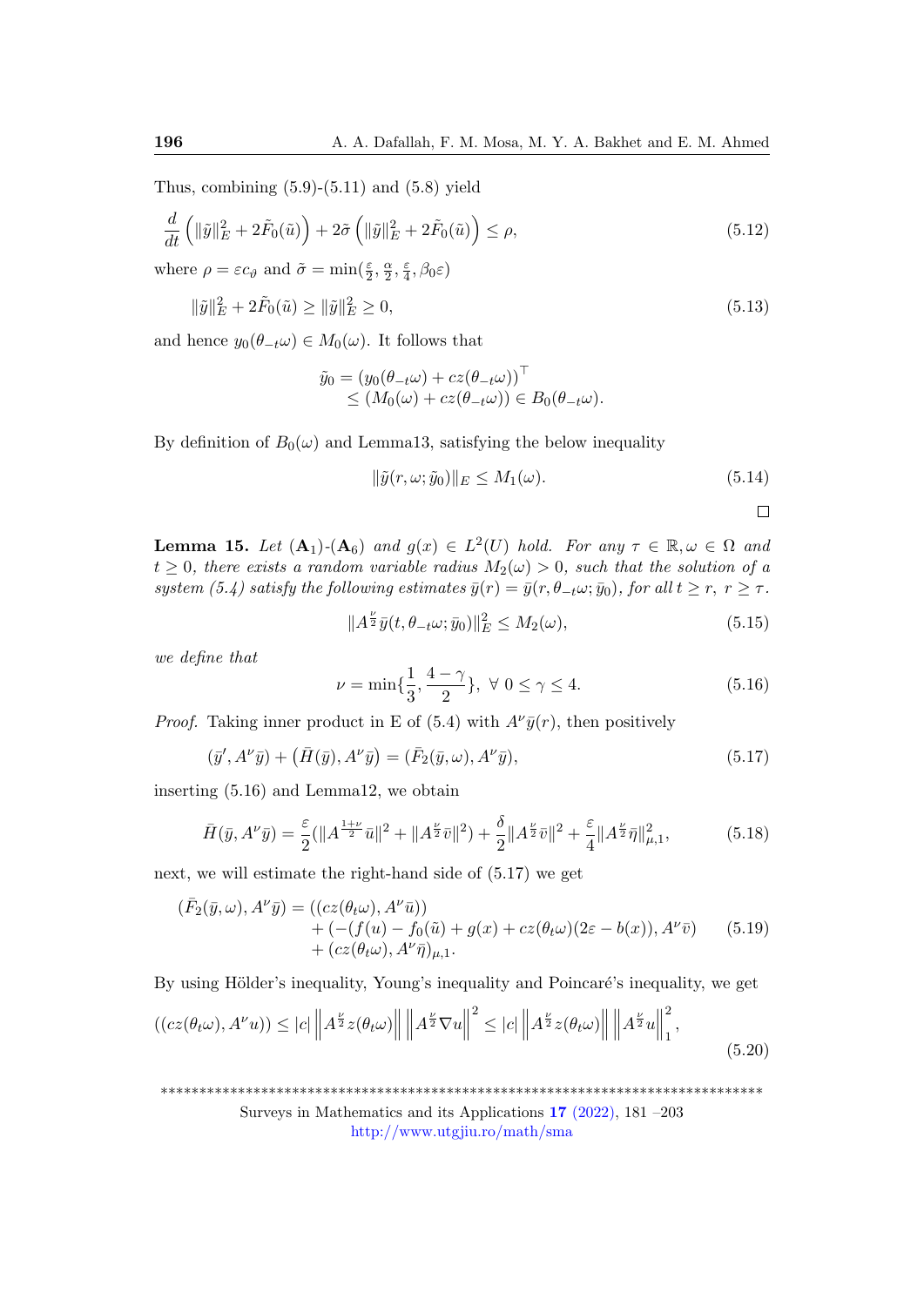Thus, combining (5.9)-(5.11) and (5.8) yield

$$\frac{d}{dt}\left(\|\tilde{y}\|_E^2 + 2\tilde{F}_0(\tilde{u})\right) + 2\tilde{\sigma}\left(\|\tilde{y}\|_E^2 + 2\tilde{F}_0(\tilde{u})\right) \leq \rho, \tag{5.12}$$

where $\rho = \varepsilon c_\vartheta$ and $\tilde{\sigma} = \min(\frac{\varepsilon}{2}, \frac{\alpha}{2}, \frac{\varepsilon}{4}, \beta_0\varepsilon)$

$$\|\tilde{y}\|_E^2 + 2\tilde{F}_0(\tilde{u}) \geq \|\tilde{y}\|_E^2 \geq 0, \tag{5.13}$$

and hence $y_0(\theta_{-t}\omega) \in M_0(\omega)$. It follows that

$$\begin{aligned}\tilde{y}_0 &= (y_0(\theta_{-t}\omega) + cz(\theta_{-t}\omega))^\top \\ &\leq (M_0(\omega) + cz(\theta_{-t}\omega)) \in B_0(\theta_{-t}\omega).\end{aligned}$$

By definition of $B_0(\omega)$ and Lemma13, satisfying the below inequality

$$\|\tilde{y}(r, \omega; \tilde{y}_0)\|_E \leq M_1(\omega). \tag{5.14}$$

□

**Lemma 15.** *Let* $(\mathbf{A}_1)$*-*$(\mathbf{A}_6)$ *and* $g(x) \in L^2(U)$ *hold. For any* $\tau \in \mathbb{R}, \omega \in \Omega$ *and* $t \geq 0$*, there exists a random variable radius* $M_2(\omega) > 0$*, such that the solution of a system (5.4) satisfy the following estimates* $\bar{y}(r) = \bar{y}(r, \theta_{-t}\omega; \bar{y}_0)$*, for all* $t \geq r,\ r \geq \tau$*.*

$$\|A^{\frac{\nu}{2}}\bar{y}(t, \theta_{-t}\omega; \bar{y}_0)\|_E^2 \leq M_2(\omega), \tag{5.15}$$

*we define that*

$$\nu = \min\{\frac{1}{3}, \frac{4-\gamma}{2}\},\ \forall\ 0 \leq \gamma \leq 4. \tag{5.16}$$

*Proof.* Taking inner product in E of (5.4) with $A^\nu \bar{y}(r)$, then positively

$$(\bar{y}', A^\nu \bar{y}) + \left(\bar{H}(\bar{y}), A^\nu \bar{y}\right) = (\bar{F}_2(\bar{y}, \omega), A^\nu \bar{y}), \tag{5.17}$$

inserting (5.16) and Lemma12, we obtain

$$\bar{H}(\bar{y}, A^\nu \bar{y}) = \frac{\varepsilon}{2}(\|A^{\frac{1+\nu}{2}}\bar{u}\|^2 + \|A^{\frac{\nu}{2}}\bar{v}\|^2) + \frac{\delta}{2}\|A^{\frac{\nu}{2}}\bar{v}\|^2 + \frac{\varepsilon}{4}\|A^{\frac{\nu}{2}}\bar{\eta}\|_{\mu,1}^2, \tag{5.18}$$

next, we will estimate the right-hand side of (5.17) we get

$$\begin{aligned}(\bar{F}_2(\bar{y}, \omega), A^\nu \bar{y}) = &((cz(\theta_t\omega), A^\nu \bar{u})) \\ &+ (-(f(u) - f_0(\tilde{u}) + g(x) + cz(\theta_t\omega)(2\varepsilon - b(x)), A^\nu \bar{v}) \\ &+ (cz(\theta_t\omega), A^\nu \bar{\eta})_{\mu,1}.\end{aligned} \tag{5.19}$$

By using Hölder's inequality, Young's inequality and Poincaré's inequality, we get

$$((cz(\theta_t\omega), A^\nu u)) \leq |c|\left\|A^{\frac{\nu}{2}}z(\theta_t\omega)\right\|\left\|A^{\frac{\nu}{2}}\nabla u\right\|^2 \leq |c|\left\|A^{\frac{\nu}{2}}z(\theta_t\omega)\right\|\left\|A^{\frac{\nu}{2}}u\right\|_1^2, \tag{5.20}$$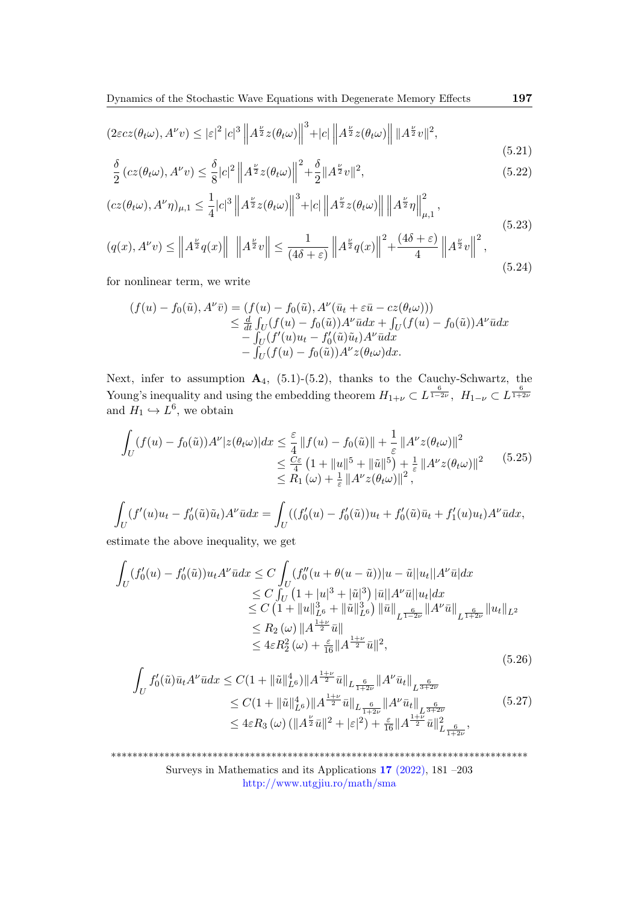$$(2\varepsilon cz(\theta_t\omega), A^\nu v) \le |\varepsilon|^2 |c|^3 \left\|A^{\frac{\nu}{2}} z(\theta_t\omega)\right\|^3 + |c| \left\|A^{\frac{\nu}{2}} z(\theta_t\omega)\right\| \|A^{\frac{\nu}{2}} v\|^2, \tag{5.21}$$

$$\frac{\delta}{2}\left(cz(\theta_t\omega), A^\nu v\right) \le \frac{\delta}{8}|c|^2 \left\|A^{\frac{\nu}{2}} z(\theta_t\omega)\right\|^2 + \frac{\delta}{2}\|A^{\frac{\nu}{2}} v\|^2, \tag{5.22}$$

$$(cz(\theta_t\omega), A^\nu \eta)_{\mu,1} \le \frac{1}{4}|c|^3 \left\|A^{\frac{\nu}{2}} z(\theta_t\omega)\right\|^3 + |c| \left\|A^{\frac{\nu}{2}} z(\theta_t\omega)\right\| \left\|A^{\frac{\nu}{2}} \eta\right\|^2_{\mu,1}, \tag{5.23}$$

$$(q(x), A^\nu v) \le \left\|A^{\frac{\nu}{2}} q(x)\right\| \ \left\|A^{\frac{\nu}{2}} v\right\| \le \frac{1}{(4\delta+\varepsilon)} \left\|A^{\frac{\nu}{2}} q(x)\right\|^2 + \frac{(4\delta+\varepsilon)}{4} \left\|A^{\frac{\nu}{2}} v\right\|^2, \tag{5.24}$$

for nonlinear term, we write

$$\begin{aligned}(f(u) - f_0(\tilde u), A^\nu \bar v) &= (f(u) - f_0(\tilde u), A^\nu(\bar u_t + \varepsilon \bar u - cz(\theta_t\omega)))\\ &\le \tfrac{d}{dt}\textstyle\int_U (f(u) - f_0(\tilde u)) A^\nu \bar u dx + \int_U (f(u) - f_0(\tilde u)) A^\nu \bar u dx\\ &\quad - \textstyle\int_U (f'(u)u_t - f_0'(\tilde u)\tilde u_t) A^\nu \bar u dx\\ &\quad - \textstyle\int_U (f(u) - f_0(\tilde u)) A^\nu z(\theta_t\omega) dx.\end{aligned}$$

Next, infer to assumption $\mathbf{A}_4$, (5.1)-(5.2), thanks to the Cauchy-Schwartz, the Young's inequality and using the embedding theorem $H_{1+\nu} \subset L^{\frac{6}{1-2\nu}}$, $H_{1-\nu} \subset L^{\frac{6}{1+2\nu}}$ and $H_1 \hookrightarrow L^6$, we obtain

$$\begin{aligned}\int_U (f(u) - f_0(\tilde u)) A^\nu |z(\theta_t\omega)| dx &\le \frac{\varepsilon}{4}\|f(u) - f_0(\tilde u)\| + \frac{1}{\varepsilon}\|A^\nu z(\theta_t\omega)\|^2\\ &\le \tfrac{C\varepsilon}{4}\left(1 + \|u\|^5 + \|\tilde u\|^5\right) + \tfrac{1}{\varepsilon}\|A^\nu z(\theta_t\omega)\|^2\\ &\le R_1(\omega) + \tfrac{1}{\varepsilon}\|A^\nu z(\theta_t\omega)\|^2,\end{aligned} \tag{5.25}$$

$$\int_U (f'(u)u_t - f_0'(\tilde u)\tilde u_t) A^\nu \bar u dx = \int_U ((f_0'(u) - f_0'(\tilde u))u_t + f_0'(\tilde u)\bar u_t + f_1'(u)u_t) A^\nu \bar u dx,$$

estimate the above inequality, we get

$$\begin{aligned}\int_U (f_0'(u) - f_0'(\tilde u)) u_t A^\nu \bar u dx &\le C \int_U (f_0''(u + \theta(u - \tilde u))|u - \tilde u||u_t||A^\nu \bar u| dx\\ &\le C \textstyle\int_U \left(1 + |u|^3 + |\tilde u|^3\right)|\bar u||A^\nu \bar u||u_t| dx\\ &\le C\left(1 + \|u\|^3_{L^6} + \|\tilde u\|^3_{L^6}\right)\|\bar u\|_{L^{\frac{6}{1-2\nu}}}\|A^\nu \bar u\|_{L^{\frac{6}{1+2\nu}}}\|u_t\|_{L^2}\\ &\le R_2(\omega)\|A^{\frac{1+\nu}{2}}\bar u\|\\ &\le 4\varepsilon R_2^2(\omega) + \tfrac{\varepsilon}{16}\|A^{\frac{1+\nu}{2}}\bar u\|^2,\end{aligned} \tag{5.26}$$

$$\begin{aligned}\int_U f_0'(\tilde u)\bar u_t A^\nu \bar u dx &\le C(1 + \|\tilde u\|^4_{L^6})\|A^{\frac{1+\nu}{2}}\bar u\|_{L_{\frac{6}{1+2\nu}}}\|A^\nu \bar u_t\|_{L^{\frac{6}{3+2\nu}}}\\ &\le C(1 + \|\tilde u\|^4_{L^6})\|A^{\frac{1+\nu}{2}}\bar u\|_{L_{\frac{6}{1+2\nu}}}\|A^\nu \bar u_t\|_{L^{\frac{6}{3+2\nu}}}\\ &\le 4\varepsilon R_3(\omega)\left(\|A^{\frac{\nu}{2}}\bar u\|^2 + |\varepsilon|^2\right) + \tfrac{\varepsilon}{16}\|A^{\frac{1+\nu}{2}}\bar u\|^2_{L_{\frac{6}{1+2\nu}}},\end{aligned} \tag{5.27}$$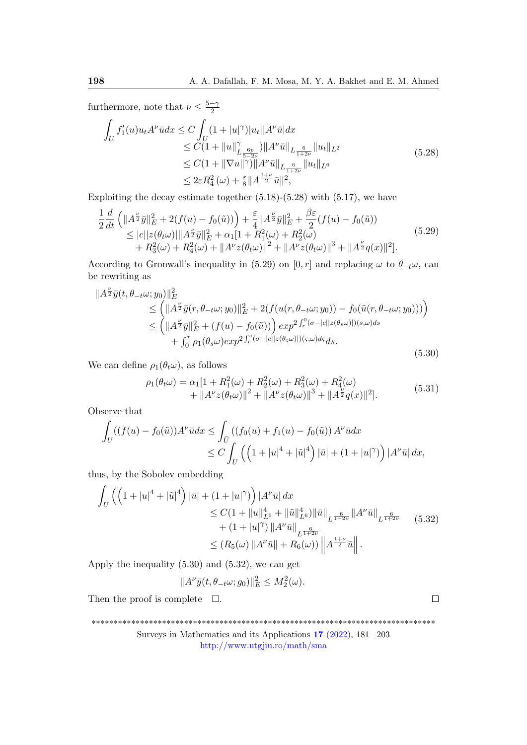furthermore, note that $\nu \leq \frac{5-\gamma}{2}$

$$
\begin{aligned}
\int_U f_1'(u) u_t A^\nu \bar{u} dx &\leq C \int_U (1+|u|^\gamma)|u_t||A^\nu \bar{u}| dx \\
&\leq C(1+\|u\|^\gamma_{L^{\frac{6p}{5-2\nu}}})\|A^\nu \bar{u}\|_{L^{\frac{6}{1+2\nu}}} \|u_t\|_{L^2} \\
&\leq C(1+\|\nabla u\|^\gamma)\|A^\nu \bar{u}\|_{L^{\frac{6}{1+2\nu}}} \|u_t\|_{L^6} \\
&\leq 2\varepsilon R_4^2(\omega) + \tfrac{\varepsilon}{8}\|A^{\frac{1+\nu}{2}}\bar{u}\|^2,
\end{aligned}
\tag{5.28}
$$

Exploiting the decay estimate together (5.18)-(5.28) with (5.17), we have

$$
\begin{aligned}
\frac{1}{2}\frac{d}{dt}\left(\|A^{\frac{\nu}{2}}\bar{y}\|_E^2 + 2(f(u)-f_0(\tilde{u}))\right) + \frac{\varepsilon}{4}\|A^{\frac{\nu}{2}}\bar{y}\|_E^2 + \frac{\beta\varepsilon}{2}(f(u)-f_0(\tilde{u})) \\
\leq |c||z(\theta_t\omega)|\|A^{\frac{\nu}{2}}\bar{y}\|_E^2 + \alpha_1[1+R_1^2(\omega)+R_2^2(\omega) \\
+ R_3^2(\omega)+R_4^2(\omega)+\|A^\nu z(\theta_t\omega)\|^2 + \|A^\nu z(\theta_t\omega)\|^3 + \|A^{\frac{\nu}{2}}q(x)\|^2].
\end{aligned}
\tag{5.29}
$$

According to Gronwall's inequality in (5.29) on $[0,r]$ and replacing $\omega$ to $\theta_{-t}\omega$, can be rewriting as

$$
\begin{aligned}
&\|A^{\frac{\nu}{2}}\bar{y}(t,\theta_{-t}\omega;y_0)\|_E^2 \\
&\qquad \leq \left(\|A^{\frac{\nu}{2}}\bar{y}(r,\theta_{-t}\omega;y_0)\|_E^2 + 2(f(u(r,\theta_{-t}\omega;y_0)) - f_0(\tilde{u}(r,\theta_{-t}\omega;y_0)))\right) \\
&\qquad \leq \left(\|A^{\frac{\nu}{2}}\bar{y}\|_E^2 + (f(u)-f_0(\tilde{u}))\right) exp^{2\int_r^0 (\sigma-|c||z(\theta_s\omega)|)(s,\omega)ds} \\
&\qquad\quad + \int_0^r \rho_1(\theta_s\omega) exp^{2\int_r^s (\sigma-|c||z(\theta_\varsigma\omega)|)(\varsigma,\omega)d\varsigma} ds.
\end{aligned}
\tag{5.30}
$$

We can define $\rho_1(\theta_t\omega)$, as follows

$$
\begin{aligned}
\rho_1(\theta_t\omega) = \alpha_1[1+R_1^2(\omega)+R_2^2(\omega)+R_3^2(\omega)+R_4^2(\omega) \\
+ \|A^\nu z(\theta_t\omega)\|^2 + \|A^\nu z(\theta_t\omega)\|^3 + \|A^{\frac{\nu}{2}}q(x)\|^2].
\end{aligned}
\tag{5.31}
$$

Observe that

$$
\begin{aligned}
\int_U ((f(u)-f_0(\tilde{u}))A^\nu \bar{u} dx &\leq \int_{\bar{U}} ((f_0(u)+f_1(u)-f_0(\tilde{u}))\, A^\nu \bar{u} dx \\
&\leq C\int_U \left(\left(1+|u|^4+|\tilde{u}|^4\right)|\bar{u}| + (1+|u|^\gamma)\right)|A^\nu \bar{u}|\, dx,
\end{aligned}
$$

thus, by the Sobolev embedding

$$
\begin{aligned}
\int_U \left(\left(1+|u|^4+|\tilde{u}|^4\right)|\bar{u}| + (1+|u|^\gamma)\right)|A^\nu \bar{u}|\, dx \\
\leq C(1+\|u\|_{L^6}^4 + \|\tilde{u}\|_{L^6}^4)\|\bar{u}\|_{L^{\frac{6}{1-2\nu}}} \|A^\nu \bar{u}\|_{L^{\frac{6}{1+2\nu}}} \\
+ (1+|u|^\gamma)\|A^\nu \bar{u}\|_{L^{\frac{6}{1+2\nu}}} \\
\leq (R_5(\omega)\|A^\nu \bar{u}\| + R_6(\omega))\left\|A^{\frac{1+\nu}{2}}\bar{u}\right\|.
\end{aligned}
\tag{5.32}
$$

Apply the inequality (5.30) and (5.32), we can get

$$
\|A^\nu \bar{y}(t,\theta_{-t}\omega;g_0)\|_E^2 \leq M_2^2(\omega).
$$

Then the proof is complete $\square$. $\square$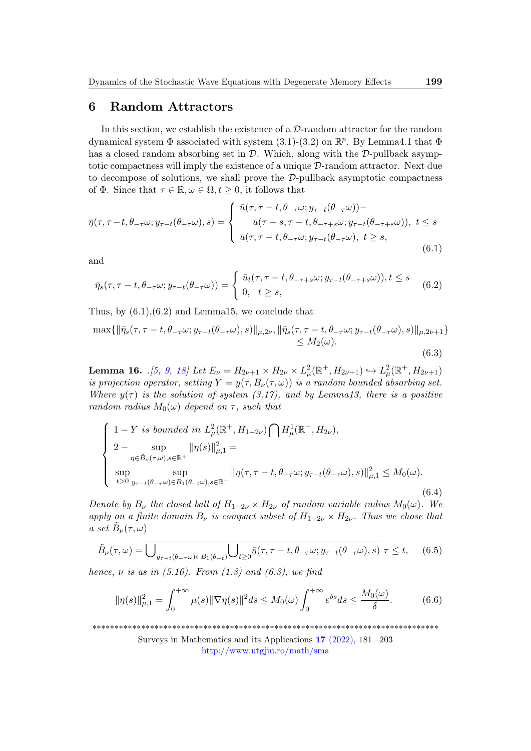## 6 Random Attractors

In this section, we establish the existence of a $\mathcal{D}$-random attractor for the random dynamical system $\Phi$ associated with system (3.1)-(3.2) on $\mathbb{R}^p$. By Lemma4.1 that $\Phi$ has a closed random absorbing set in $\mathcal{D}$. Which, along with the $\mathcal{D}$-pullback asymptotic compactness will imply the existence of a unique $\mathcal{D}$-random attractor. Next due to decompose of solutions, we shall prove the $\mathcal{D}$-pullback asymptotic compactness of $\Phi$. Since that $\tau \in \mathbb{R}, \omega \in \Omega, t \geq 0$, it follows that

$$
\bar{\eta}(\tau, \tau-t, \theta_{-\tau}\omega; y_{\tau-t}(\theta_{-\tau}\omega), s) = \begin{cases} \bar{u}(\tau, \tau-t, \theta_{-\tau}\omega; y_{\tau-t}(\theta_{-\tau}\omega)) - \\ \quad \bar{u}(\tau-s, \tau-t, \theta_{-\tau+s}\omega; y_{\tau-t}(\theta_{-\tau+s}\omega)), \ t \leq s \\ \bar{u}(\tau, \tau-t, \theta_{-\tau}\omega; y_{\tau-t}(\theta_{-\tau}\omega), \ t \geq s, \end{cases} \tag{6.1}
$$

and

$$
\bar{\eta}_s(\tau, \tau-t, \theta_{-\tau}\omega; y_{\tau-t}(\theta_{-\tau}\omega)) = \begin{cases} \bar{u}_t(\tau, \tau-t, \theta_{-\tau+s}\omega; y_{\tau-t}(\theta_{-\tau+s}\omega)), t \leq s \\ 0, \quad t \geq s, \end{cases} \tag{6.2}
$$

Thus, by (6.1),(6.2) and Lemma15, we conclude that

$$
\begin{aligned}
\max\{\|\bar{\eta}_s(\tau, \tau-t, \theta_{-\tau}\omega; y_{\tau-t}(\theta_{-\tau}\omega), s)\|_{\mu,2\nu}, \|\bar{\eta}_s(\tau, \tau-t, \theta_{-\tau}\omega; y_{\tau-t}(\theta_{-\tau}\omega), s)\|_{\mu,2\nu+1}\} \\
\leq M_2(\omega).
\end{aligned} \tag{6.3}
$$

**Lemma 16.** *.[5, 9, 18] Let $E_\nu = H_{2\nu+1} \times H_{2\nu} \times L^2_\mu(\mathbb{R}^+, H_{2\nu+1}) \hookrightarrow L^2_\mu(\mathbb{R}^+, H_{2\nu+1})$ is projection operator, setting $Y = y(\tau, B_\nu(\tau, \omega))$ is a random bounded absorbing set. Where $y(\tau)$ is the solution of system (3.17), and by Lemma13, there is a positive random radius $M_0(\omega)$ depend on $\tau$, such that*

$$
\begin{cases} 1 - Y \text{ is bounded in } L^2_\mu(\mathbb{R}^+, H_{1+2\nu}) \bigcap H^1_\mu(\mathbb{R}^+, H_{2\nu}), \\ 2 - \sup\limits_{\eta \in \tilde{B}_\nu(\tau,\omega), s \in \mathbb{R}^+} \|\eta(s)\|^2_{\mu,1} = \\ \sup\limits_{t>0} \sup\limits_{y_{\tau-t}(\theta_{-\tau}\omega) \in B_1(\theta_{-t}\omega), s \in \mathbb{R}^+} \|\eta(\tau, \tau-t, \theta_{-\tau}\omega; y_{\tau-t}(\theta_{-\tau}\omega), s)\|^2_{\mu,1} \leq M_0(\omega). \end{cases} \tag{6.4}
$$

*Denote by $B_\nu$ the closed ball of $H_{1+2\nu} \times H_{2\nu}$ of random variable radius $M_0(\omega)$. We apply on a finite domain $B_\nu$ is compact subset of $H_{1+2\nu} \times H_{2\nu}$. Thus we chose that a set $\tilde{B}_\nu(\tau, \omega)$*

$$
\tilde{B}_\nu(\tau, \omega) = \overline{\bigcup_{y_{\tau-t}(\theta_{-\tau}\omega) \in B_1(\theta_{-t})} \bigcup_{t \geq 0} \bar{\eta}(\tau, \tau-t, \theta_{-\tau}\omega; y_{\tau-t}(\theta_{-\tau}\omega), s)} \ \tau \leq t, \tag{6.5}
$$

*hence, $\nu$ is as in (5.16). From (1.3) and (6.3), we find*

$$
\|\eta(s)\|^2_{\mu,1} = \int_0^{+\infty} \mu(s)\|\nabla\eta(s)\|^2 ds \leq M_0(\omega) \int_0^{+\infty} e^{\delta s} ds \leq \frac{M_0(\omega)}{\delta}. \tag{6.6}
$$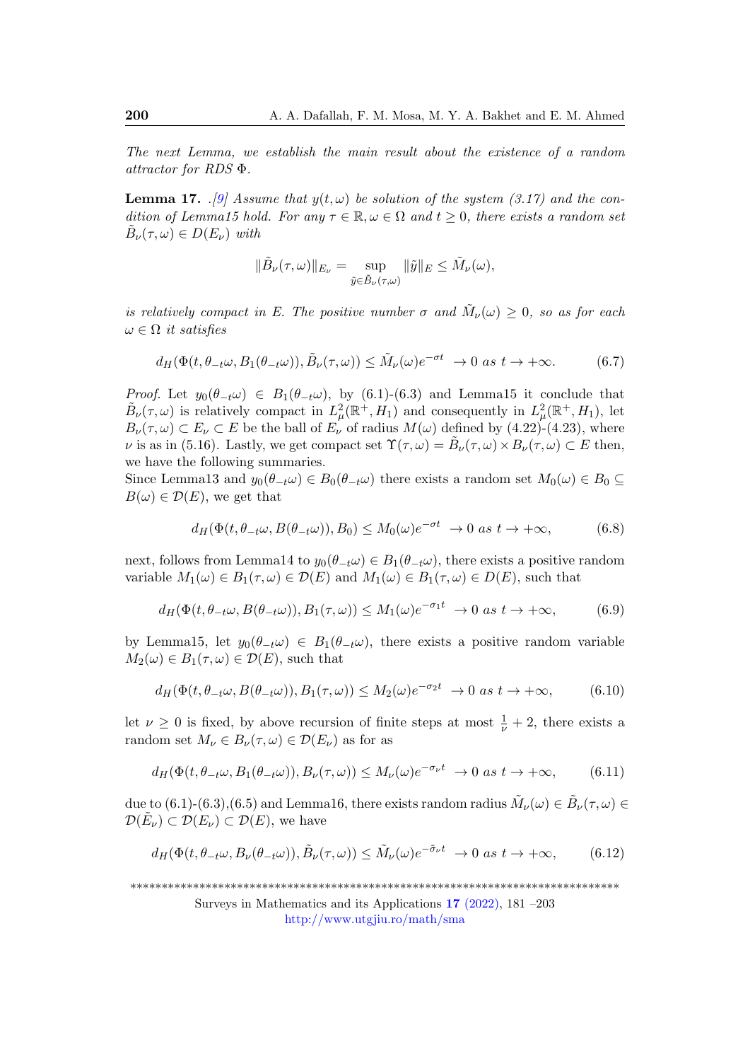*The next Lemma, we establish the main result about the existence of a random attractor for RDS $\Phi$.*

**Lemma 17.** *.[9] Assume that $y(t,\omega)$ be solution of the system (3.17) and the condition of Lemma15 hold. For any $\tau \in \mathbb{R}, \omega \in \Omega$ and $t \geq 0$, there exists a random set $\tilde{B}_\nu(\tau,\omega) \in D(E_\nu)$ with*

$$\|\tilde{B}_\nu(\tau,\omega)\|_{E_\nu} = \sup_{\tilde{y} \in \tilde{B}_\nu(\tau,\omega)} \|\tilde{y}\|_E \leq \tilde{M}_\nu(\omega),$$

*is relatively compact in E. The positive number $\sigma$ and $\tilde{M}_\nu(\omega) \geq 0$, so as for each $\omega \in \Omega$ it satisfies*

$$d_H(\Phi(t, \theta_{-t}\omega, B_1(\theta_{-t}\omega)), \tilde{B}_\nu(\tau,\omega)) \leq \tilde{M}_\nu(\omega) e^{-\sigma t} \ \to 0 \ as \ t \to +\infty. \tag{6.7}$$

*Proof.* Let $y_0(\theta_{-t}\omega) \in B_1(\theta_{-t}\omega)$, by (6.1)-(6.3) and Lemma15 it conclude that $\tilde{B}_\nu(\tau,\omega)$ is relatively compact in $L^2_\mu(\mathbb{R}^+, H_1)$ and consequently in $L^2_\mu(\mathbb{R}^+, H_1)$, let $B_\nu(\tau,\omega) \subset E_\nu \subset E$ be the ball of $E_\nu$ of radius $M(\omega)$ defined by (4.22)-(4.23), where $\nu$ is as in (5.16). Lastly, we get compact set $\Upsilon(\tau,\omega) = \tilde{B}_\nu(\tau,\omega) \times B_\nu(\tau,\omega) \subset E$ then, we have the following summaries.

Since Lemma13 and $y_0(\theta_{-t}\omega) \in B_0(\theta_{-t}\omega)$ there exists a random set $M_0(\omega) \in B_0 \subseteq B(\omega) \in \mathcal{D}(E)$, we get that

$$d_H(\Phi(t, \theta_{-t}\omega, B(\theta_{-t}\omega)), B_0) \leq M_0(\omega) e^{-\sigma t} \ \to 0 \ as \ t \to +\infty, \tag{6.8}$$

next, follows from Lemma14 to $y_0(\theta_{-t}\omega) \in B_1(\theta_{-t}\omega)$, there exists a positive random variable $M_1(\omega) \in B_1(\tau,\omega) \in \mathcal{D}(E)$ and $M_1(\omega) \in B_1(\tau,\omega) \in D(E)$, such that

$$d_H(\Phi(t, \theta_{-t}\omega, B(\theta_{-t}\omega)), B_1(\tau,\omega)) \leq M_1(\omega) e^{-\sigma_1 t} \ \to 0 \ as \ t \to +\infty, \tag{6.9}$$

by Lemma15, let $y_0(\theta_{-t}\omega) \in B_1(\theta_{-t}\omega)$, there exists a positive random variable $M_2(\omega) \in B_1(\tau,\omega) \in \mathcal{D}(E)$, such that

$$d_H(\Phi(t, \theta_{-t}\omega, B(\theta_{-t}\omega)), B_1(\tau,\omega)) \leq M_2(\omega) e^{-\sigma_2 t} \ \to 0 \ as \ t \to +\infty, \tag{6.10}$$

let $\nu \geq 0$ is fixed, by above recursion of finite steps at most $\frac{1}{\nu} + 2$, there exists a random set $M_\nu \in B_\nu(\tau,\omega) \in \mathcal{D}(E_\nu)$ as for as

$$d_H(\Phi(t, \theta_{-t}\omega, B_1(\theta_{-t}\omega)), B_\nu(\tau,\omega)) \leq M_\nu(\omega) e^{-\sigma_\nu t} \ \to 0 \ as \ t \to +\infty, \tag{6.11}$$

due to (6.1)-(6.3),(6.5) and Lemma16, there exists random radius $\tilde{M}_\nu(\omega) \in \tilde{B}_\nu(\tau,\omega) \in \mathcal{D}(\tilde{E}_\nu) \subset \mathcal{D}(E_\nu) \subset \mathcal{D}(E)$, we have

$$d_H(\Phi(t, \theta_{-t}\omega, B_\nu(\theta_{-t}\omega)), \tilde{B}_\nu(\tau,\omega)) \leq \tilde{M}_\nu(\omega) e^{-\tilde{\sigma}_\nu t} \ \to 0 \ as \ t \to +\infty, \tag{6.12}$$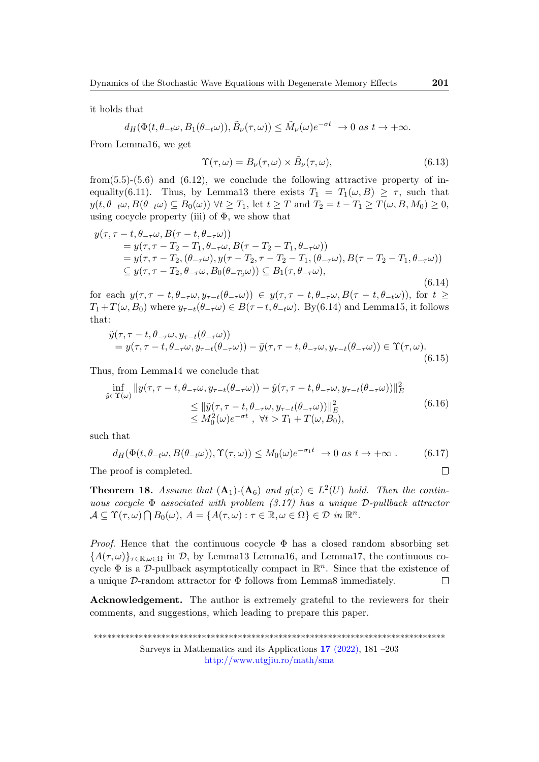it holds that

$$d_H(\Phi(t,\theta_{-t}\omega,B_1(\theta_{-t}\omega)),\tilde{B}_\nu(\tau,\omega))\leq \tilde{M}_\nu(\omega)e^{-\sigma t} \ \to 0 \ as \ t\to+\infty.$$

From Lemma16, we get

$$\Upsilon(\tau,\omega)=B_\nu(\tau,\omega)\times\tilde{B}_\nu(\tau,\omega), \tag{6.13}$$

from(5.5)-(5.6) and (6.12), we conclude the following attractive property of inequality(6.11). Thus, by Lemma13 there exists $T_1 = T_1(\omega,B)\geq\tau$, such that $y(t,\theta_{-t}\omega,B(\theta_{-t}\omega)\subseteq B_0(\omega))\ \forall t\geq T_1$, let $t\geq T$ and $T_2=t-T_1\geq T(\omega,B,M_0)\geq 0$, using cocycle property (iii) of $\Phi$, we show that

$$\begin{aligned}
y(\tau,\tau-t,\theta_{-\tau}\omega,B(\tau-t,\theta_{-\tau}\omega))&\\
=y(\tau,\tau-T_2-T_1,\theta_{-\tau}\omega,B(\tau-T_2-T_1,\theta_{-\tau}\omega))&\\
=y(\tau,\tau-T_2,(\theta_{-\tau}\omega),y(\tau-T_2,\tau-T_2-T_1,(\theta_{-\tau}\omega),B(\tau-T_2-T_1,\theta_{-\tau}\omega))&\\
\subseteq y(\tau,\tau-T_2,\theta_{-\tau}\omega,B_0(\theta_{-T_2}\omega))\subseteq B_1(\tau,\theta_{-\tau}\omega),&
\end{aligned} \tag{6.14}$$

for each $y(\tau,\tau-t,\theta_{-\tau}\omega,y_{\tau-t}(\theta_{-\tau}\omega))\in y(\tau,\tau-t,\theta_{-\tau}\omega,B(\tau-t,\theta_{-t}\omega))$, for $t\geq T_1+T(\omega,B_0)$ where $y_{\tau-t}(\theta_{-\tau}\omega)\in B(\tau-t,\theta_{-t}\omega)$. By(6.14) and Lemma15, it follows that:

$$\begin{aligned}
&\tilde{y}(\tau,\tau-t,\theta_{-\tau}\omega,y_{\tau-t}(\theta_{-\tau}\omega))\\
&\quad=y(\tau,\tau-t,\theta_{-\tau}\omega,y_{\tau-t}(\theta_{-\tau}\omega))-\bar{y}(\tau,\tau-t,\theta_{-\tau}\omega,y_{\tau-t}(\theta_{-\tau}\omega))\in\Upsilon(\tau,\omega).
\end{aligned} \tag{6.15}$$

Thus, from Lemma14 we conclude that

$$\begin{aligned}
\inf_{\hat{y}\in\Upsilon(\omega)}&\|y(\tau,\tau-t,\theta_{-\tau}\omega,y_{\tau-t}(\theta_{-\tau}\omega))-\hat{y}(\tau,\tau-t,\theta_{-\tau}\omega,y_{\tau-t}(\theta_{-\tau}\omega))\|_E^2\\
&\leq\|\tilde{y}(\tau,\tau-t,\theta_{-\tau}\omega,y_{\tau-t}(\theta_{-\tau}\omega))\|_E^2\\
&\leq M_0^2(\omega)e^{-\sigma t}\ ,\ \forall t>T_1+T(\omega,B_0),
\end{aligned} \tag{6.16}$$

such that

$$d_H(\Phi(t,\theta_{-t}\omega,B(\theta_{-t}\omega)),\Upsilon(\tau,\omega))\leq M_0(\omega)e^{-\sigma_1 t} \ \to 0 \ as \ t\to+\infty\ . \tag{6.17}$$

The proof is completed. $\square$

**Theorem 18.** *Assume that* ($\mathbf{A}_1$)-($\mathbf{A}_6$) *and* $g(x)\in L^2(U)$ *hold. Then the continuous cocycle* $\Phi$ *associated with problem (3.17) has a unique* $\mathcal{D}$*-pullback attractor* $\mathcal{A}\subseteq\Upsilon(\tau,\omega)\bigcap B_0(\omega)$, $A=\{A(\tau,\omega):\tau\in\mathbb{R},\omega\in\Omega\}\in\mathcal{D}$ *in* $\mathbb{R}^n$.

*Proof.* Hence that the continuous cocycle $\Phi$ has a closed random absorbing set $\{A(\tau,\omega)\}_{\tau\in\mathbb{R},\omega\in\Omega}$ in $\mathcal{D}$, by Lemma13 Lemma16, and Lemma17, the continuous cocycle $\Phi$ is a $\mathcal{D}$-pullback asymptotically compact in $\mathbb{R}^n$. Since that the existence of a unique $\mathcal{D}$-random attractor for $\Phi$ follows from Lemma8 immediately. $\square$

**Acknowledgement.** The author is extremely grateful to the reviewers for their comments, and suggestions, which leading to prepare this paper.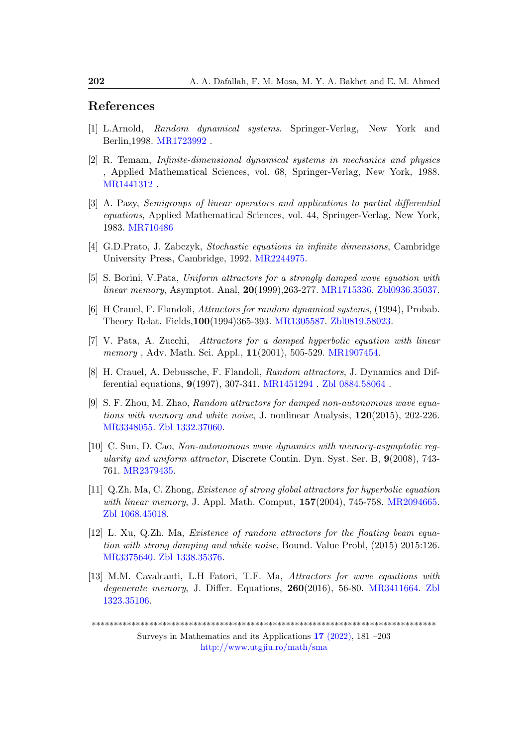## References

[1] L.Arnold, *Random dynamical systems*. Springer-Verlag, New York and Berlin,1998. MR1723992 .

[2] R. Temam, *Infinite-dimensional dynamical systems in mechanics and physics* , Applied Mathematical Sciences, vol. 68, Springer-Verlag, New York, 1988. MR1441312 .

[3] A. Pazy, *Semigroups of linear operators and applications to partial differential equations*, Applied Mathematical Sciences, vol. 44, Springer-Verlag, New York, 1983. MR710486

[4] G.D.Prato, J. Zabczyk, *Stochastic equations in infinite dimensions*, Cambridge University Press, Cambridge, 1992. MR2244975.

[5] S. Borini, V.Pata, *Uniform attractors for a strongly damped wave equation with linear memory*, Asymptot. Anal, **20**(1999),263-277. MR1715336. Zbl0936.35037.

[6] H Crauel, F. Flandoli, *Attractors for random dynamical systems*, (1994), Probab. Theory Relat. Fields,**100**(1994)365-393. MR1305587. Zbl0819.58023.

[7] V. Pata, A. Zucchi, *Attractors for a damped hyperbolic equation with linear memory* , Adv. Math. Sci. Appl., **11**(2001), 505-529. MR1907454.

[8] H. Crauel, A. Debussche, F. Flandoli, *Random attractors*, J. Dynamics and Differential equations, **9**(1997), 307-341. MR1451294 . Zbl 0884.58064 .

[9] S. F. Zhou, M. Zhao, *Random attractors for damped non-autonomous wave equations with memory and white noise*, J. nonlinear Analysis, **120**(2015), 202-226. MR3348055. Zbl 1332.37060.

[10] C. Sun, D. Cao, *Non-autonomous wave dynamics with memory-asymptotic regularity and uniform attractor*, Discrete Contin. Dyn. Syst. Ser. B, **9**(2008), 743-761. MR2379435.

[11] Q.Zh. Ma, C. Zhong, *Existence of strong global attractors for hyperbolic equation with linear memory*, J. Appl. Math. Comput, **157**(2004), 745-758. MR2094665. Zbl 1068.45018.

[12] L. Xu, Q.Zh. Ma, *Existence of random attractors for the floating beam equation with strong damping and white noise*, Bound. Value Probl, (2015) 2015:126. MR3375640. Zbl 1338.35376.

[13] M.M. Cavalcanti, L.H Fatori, T.F. Ma, *Attractors for wave eqautions with degenerate memory*, J. Differ. Equations, **260**(2016), 56-80. MR3411664. Zbl 1323.35106.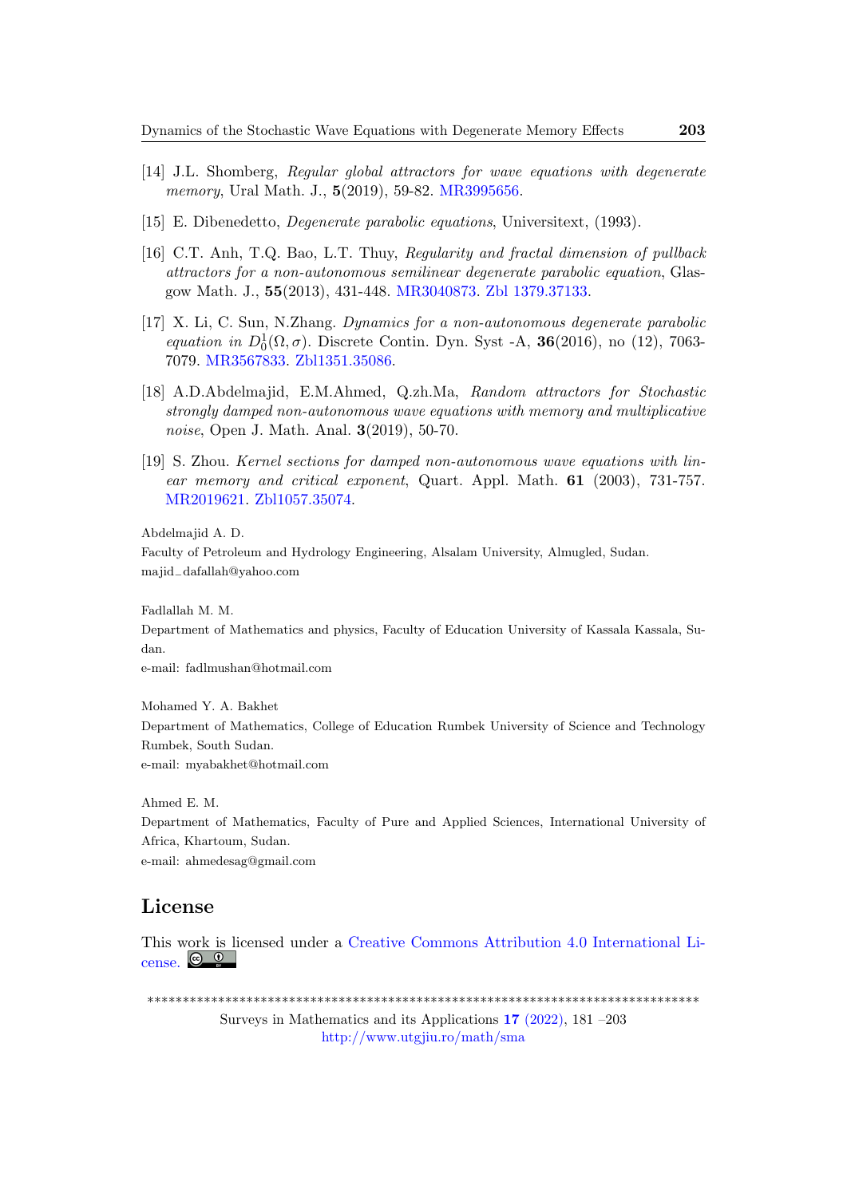[14] J.L. Shomberg, *Regular global attractors for wave equations with degenerate memory*, Ural Math. J., **5**(2019), 59-82. MR3995656.

[15] E. Dibenedetto, *Degenerate parabolic equations*, Universitext, (1993).

[16] C.T. Anh, T.Q. Bao, L.T. Thuy, *Regularity and fractal dimension of pullback attractors for a non-autonomous semilinear degenerate parabolic equation*, Glasgow Math. J., **55**(2013), 431-448. MR3040873. Zbl 1379.37133.

[17] X. Li, C. Sun, N.Zhang. *Dynamics for a non-autonomous degenerate parabolic equation in $D_0^1(\Omega, \sigma)$*. Discrete Contin. Dyn. Syst -A, **36**(2016), no (12), 7063-7079. MR3567833. Zbl1351.35086.

[18] A.D.Abdelmajid, E.M.Ahmed, Q.zh.Ma, *Random attractors for Stochastic strongly damped non-autonomous wave equations with memory and multiplicative noise*, Open J. Math. Anal. **3**(2019), 50-70.

[19] S. Zhou. *Kernel sections for damped non-autonomous wave equations with linear memory and critical exponent*, Quart. Appl. Math. **61** (2003), 731-757. MR2019621. Zbl1057.35074.

Abdelmajid A. D.
Faculty of Petroleum and Hydrology Engineering, Alsalam University, Almugled, Sudan.
majid_dafallah@yahoo.com

Fadlallah M. M.
Department of Mathematics and physics, Faculty of Education University of Kassala Kassala, Sudan.
e-mail: fadlmushan@hotmail.com

Mohamed Y. A. Bakhet
Department of Mathematics, College of Education Rumbek University of Science and Technology Rumbek, South Sudan.
e-mail: myabakhet@hotmail.com

Ahmed E. M.
Department of Mathematics, Faculty of Pure and Applied Sciences, International University of Africa, Khartoum, Sudan.
e-mail: ahmedesag@gmail.com

## License

This work is licensed under a Creative Commons Attribution 4.0 International License.